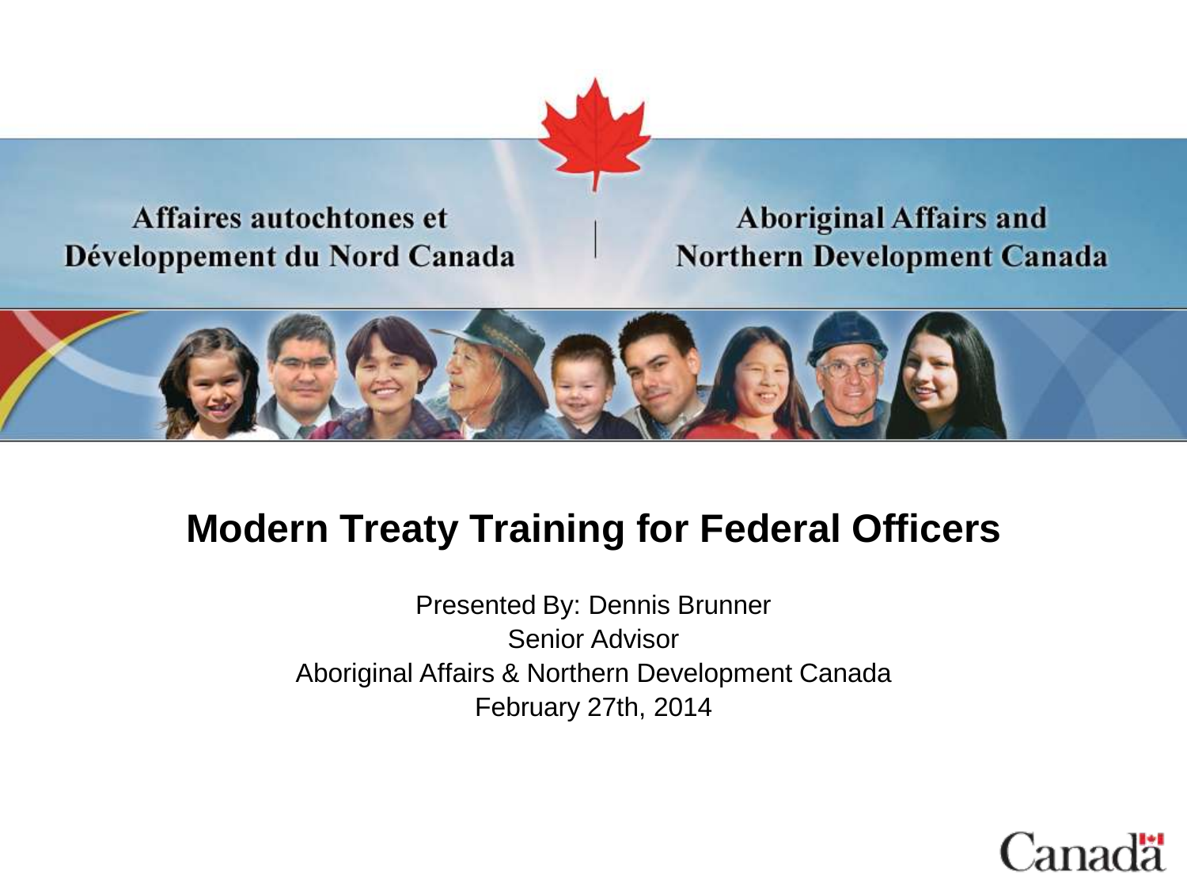Affaires autochtones et Développement du Nord Canada | Aboriginal Affairs and Northern Development Canada

# Modern Treaty Training for Federal Officers

Presented By: Dennis Brunner

Senior Advisor

Aboriginal Affairs & Northern Development Canada

February 27th, 2014

Canada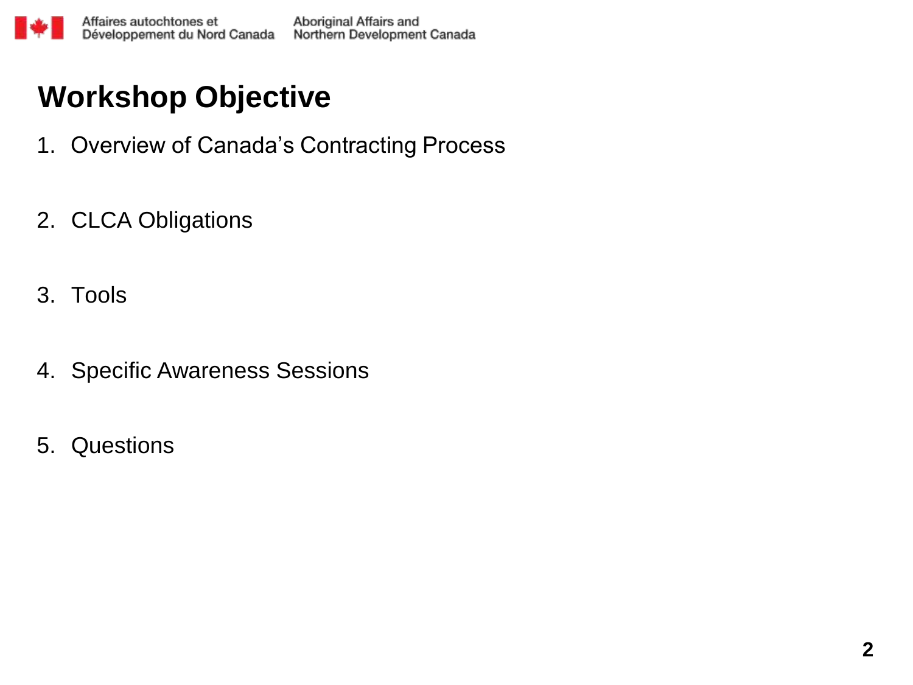# Workshop Objective

1. Overview of Canada's Contracting Process
2. CLCA Obligations
3. Tools
4. Specific Awareness Sessions
5. Questions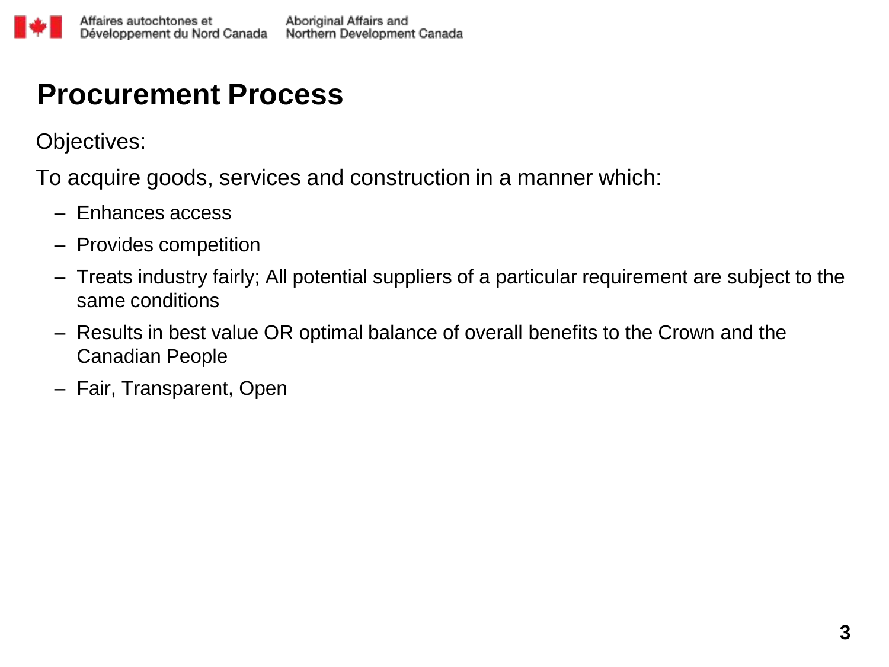# Procurement Process

Objectives:

To acquire goods, services and construction in a manner which:

- Enhances access
- Provides competition
- Treats industry fairly; All potential suppliers of a particular requirement are subject to the same conditions
- Results in best value OR optimal balance of overall benefits to the Crown and the Canadian People
- Fair, Transparent, Open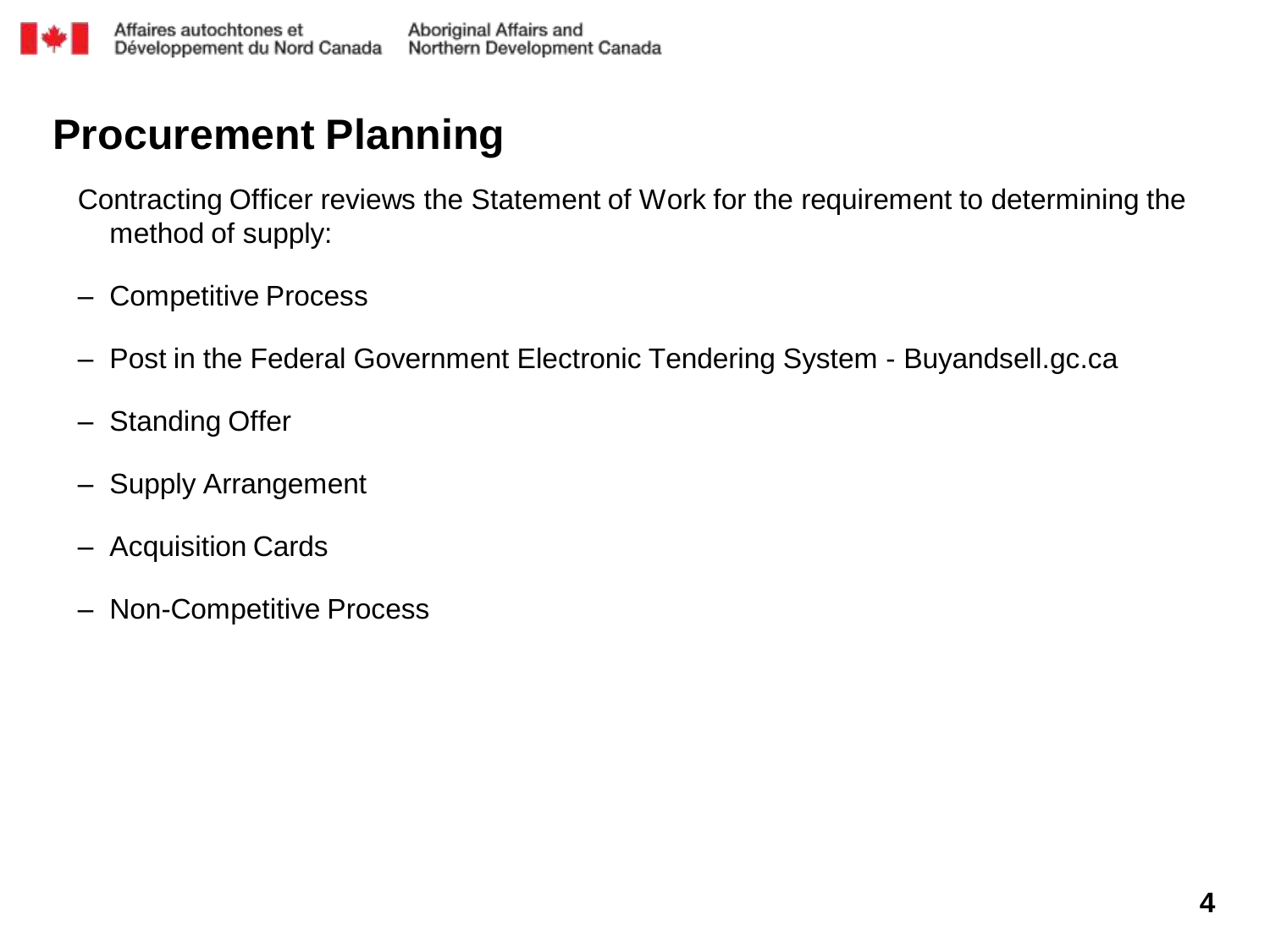# Procurement Planning

Contracting Officer reviews the Statement of Work for the requirement to determining the method of supply:

- Competitive Process
- Post in the Federal Government Electronic Tendering System - Buyandsell.gc.ca
- Standing Offer
- Supply Arrangement
- Acquisition Cards
- Non-Competitive Process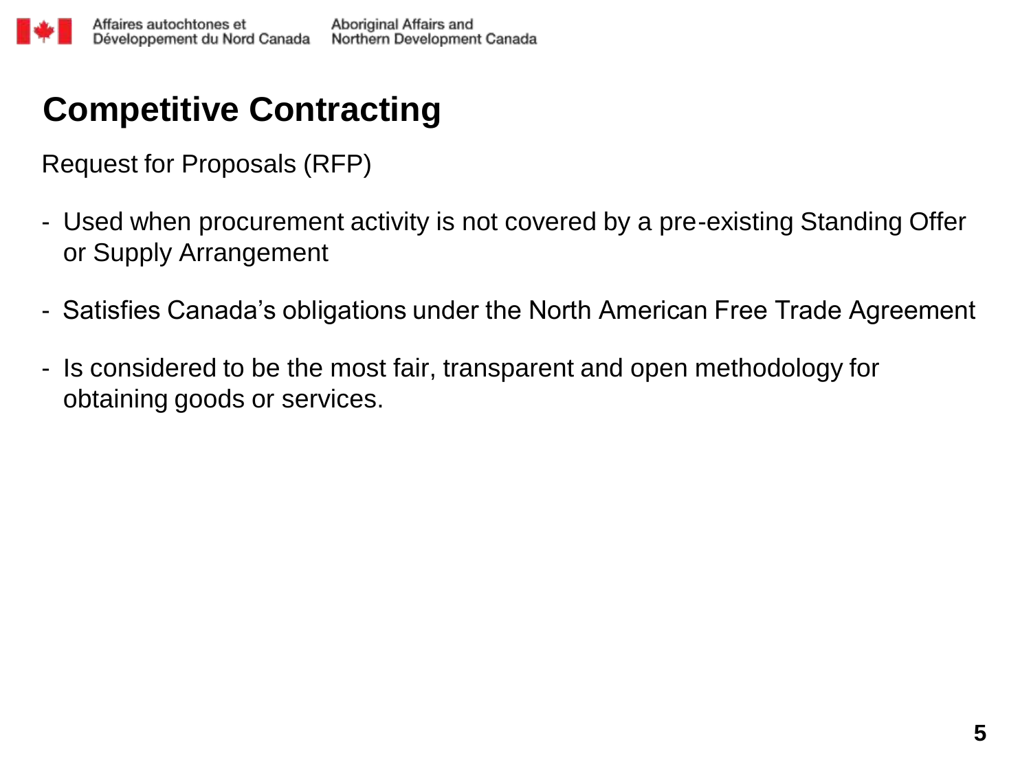# Competitive Contracting

Request for Proposals (RFP)

- Used when procurement activity is not covered by a pre-existing Standing Offer or Supply Arrangement
- Satisfies Canada's obligations under the North American Free Trade Agreement
- Is considered to be the most fair, transparent and open methodology for obtaining goods or services.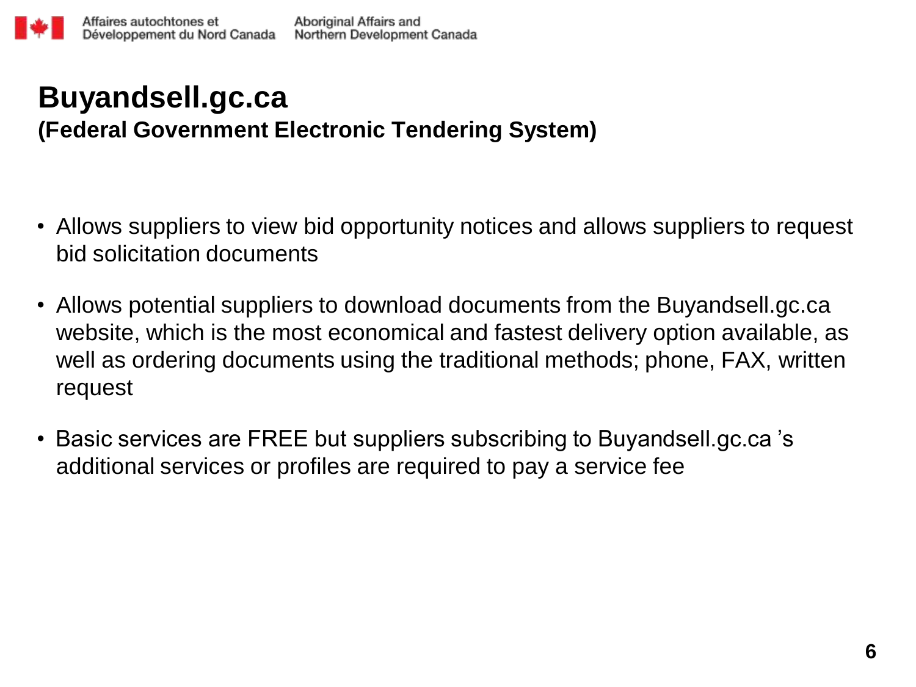# Buyandsell.gc.ca

**(Federal Government Electronic Tendering System)**

- Allows suppliers to view bid opportunity notices and allows suppliers to request bid solicitation documents
- Allows potential suppliers to download documents from the Buyandsell.gc.ca website, which is the most economical and fastest delivery option available, as well as ordering documents using the traditional methods; phone, FAX, written request
- Basic services are FREE but suppliers subscribing to Buyandsell.gc.ca 's additional services or profiles are required to pay a service fee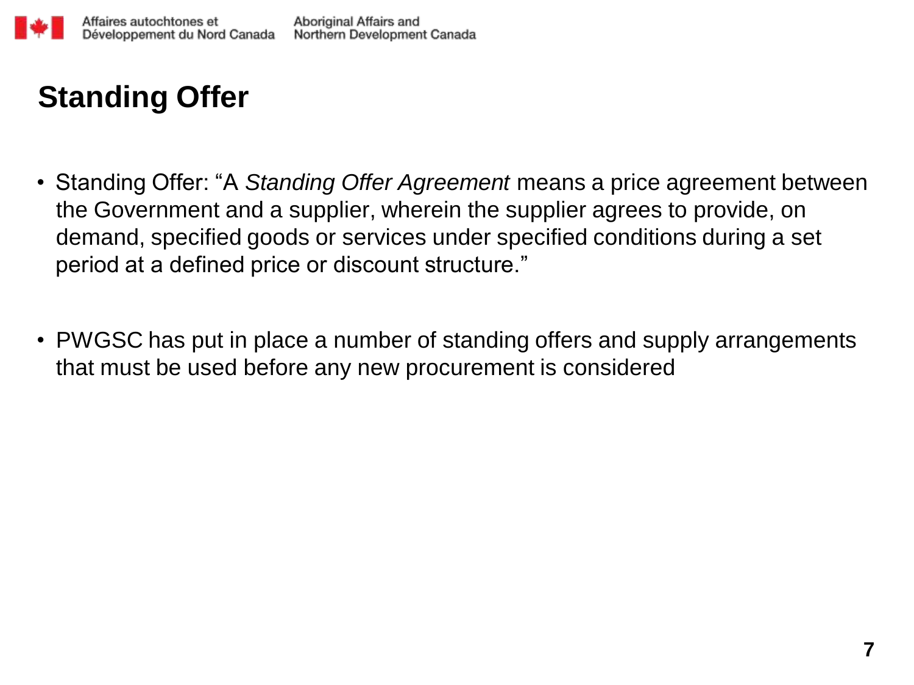# Standing Offer

- Standing Offer: "A *Standing Offer Agreement* means a price agreement between the Government and a supplier, wherein the supplier agrees to provide, on demand, specified goods or services under specified conditions during a set period at a defined price or discount structure."

- PWGSC has put in place a number of standing offers and supply arrangements that must be used before any new procurement is considered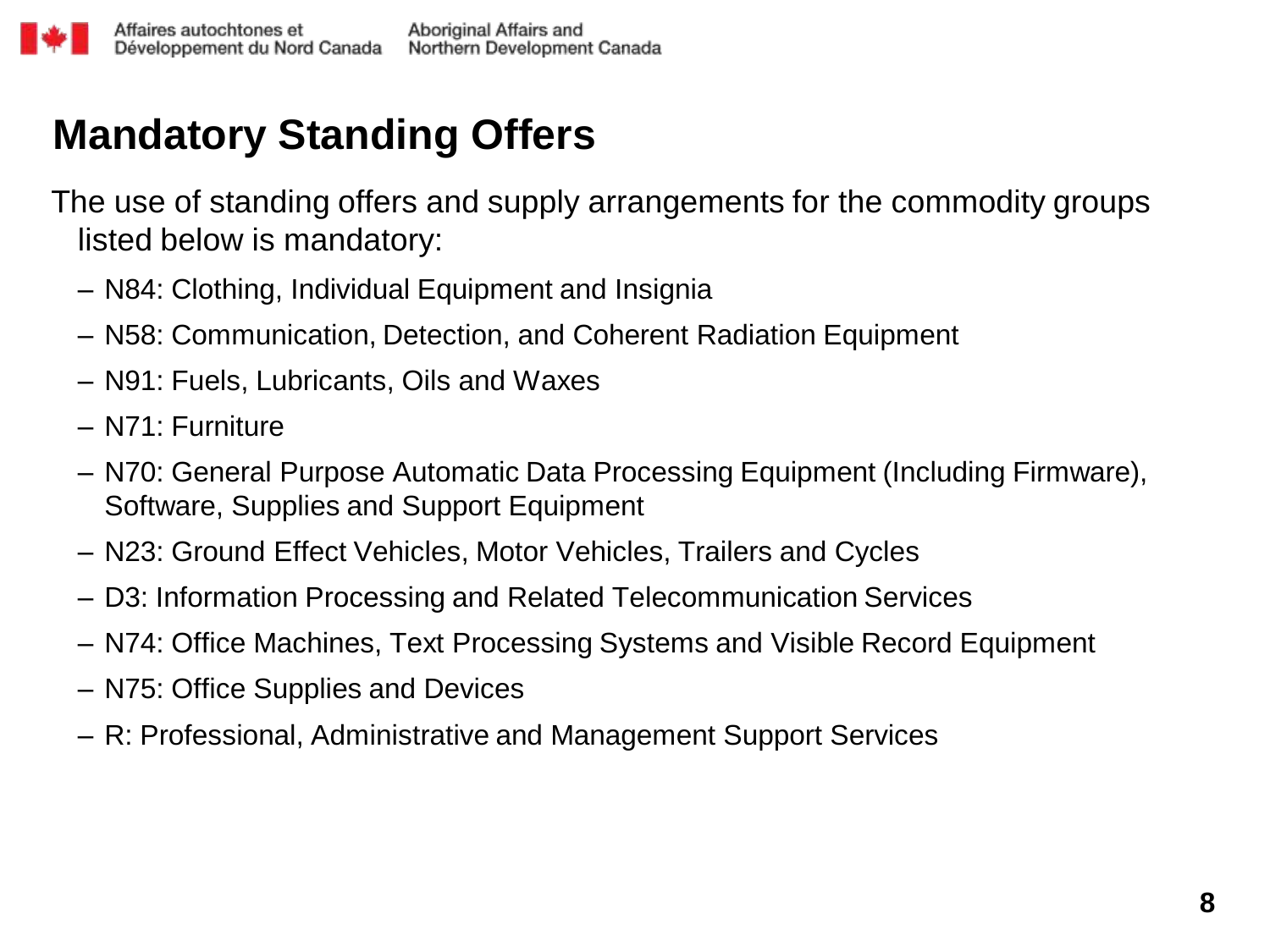# Mandatory Standing Offers

The use of standing offers and supply arrangements for the commodity groups listed below is mandatory:

- N84: Clothing, Individual Equipment and Insignia
- N58: Communication, Detection, and Coherent Radiation Equipment
- N91: Fuels, Lubricants, Oils and Waxes
- N71: Furniture
- N70: General Purpose Automatic Data Processing Equipment (Including Firmware), Software, Supplies and Support Equipment
- N23: Ground Effect Vehicles, Motor Vehicles, Trailers and Cycles
- D3: Information Processing and Related Telecommunication Services
- N74: Office Machines, Text Processing Systems and Visible Record Equipment
- N75: Office Supplies and Devices
- R: Professional, Administrative and Management Support Services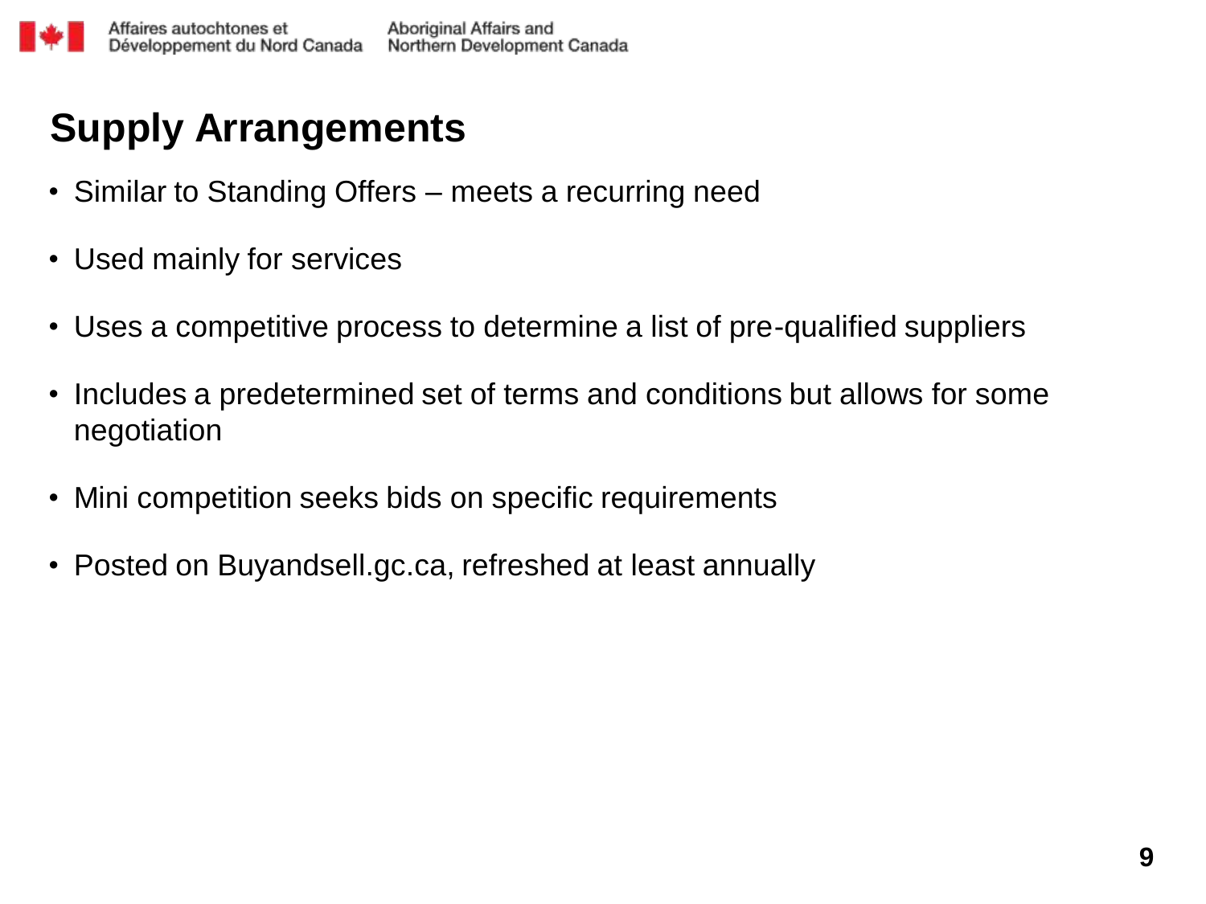## Supply Arrangements

- Similar to Standing Offers – meets a recurring need
- Used mainly for services
- Uses a competitive process to determine a list of pre-qualified suppliers
- Includes a predetermined set of terms and conditions but allows for some negotiation
- Mini competition seeks bids on specific requirements
- Posted on Buyandsell.gc.ca, refreshed at least annually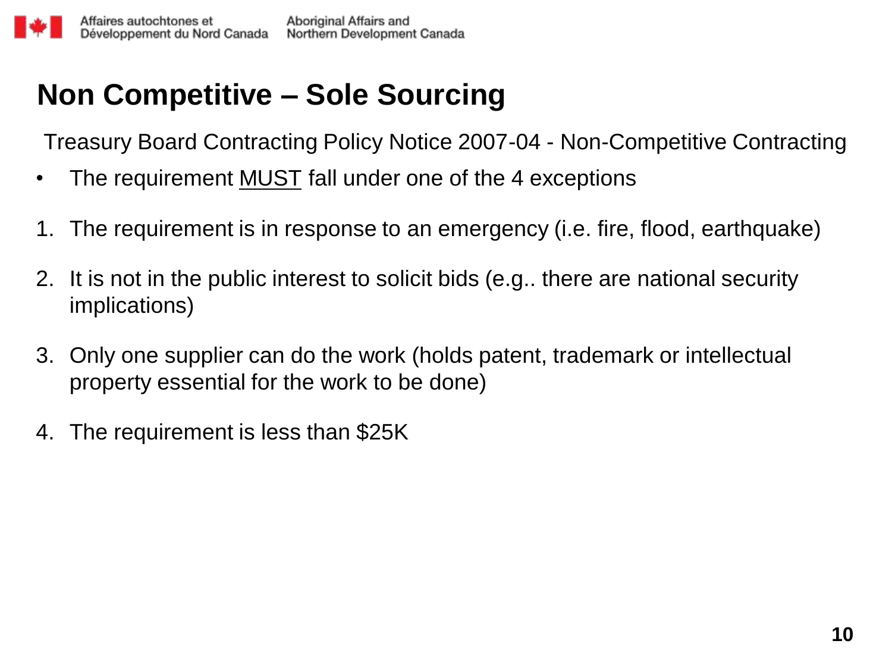# Non Competitive – Sole Sourcing

Treasury Board Contracting Policy Notice 2007-04 - Non-Competitive Contracting

- The requirement <u>MUST</u> fall under one of the 4 exceptions

1. The requirement is in response to an emergency (i.e. fire, flood, earthquake)
2. It is not in the public interest to solicit bids (e.g.. there are national security implications)
3. Only one supplier can do the work (holds patent, trademark or intellectual property essential for the work to be done)
4. The requirement is less than $25K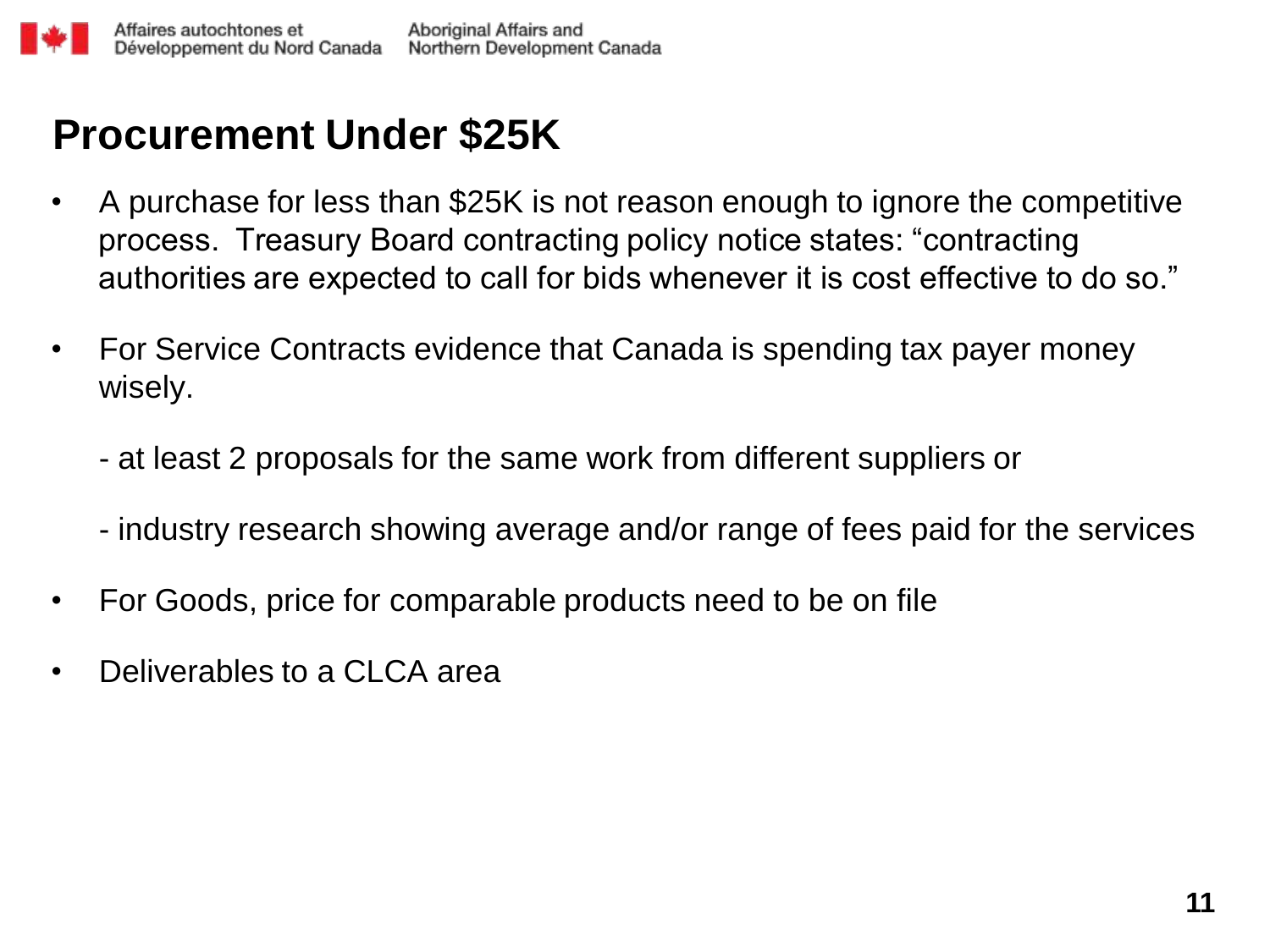# Procurement Under $25K

- A purchase for less than $25K is not reason enough to ignore the competitive process. Treasury Board contracting policy notice states: "contracting authorities are expected to call for bids whenever it is cost effective to do so."
- For Service Contracts evidence that Canada is spending tax payer money wisely.

  - at least 2 proposals for the same work from different suppliers or

  - industry research showing average and/or range of fees paid for the services
- For Goods, price for comparable products need to be on file
- Deliverables to a CLCA area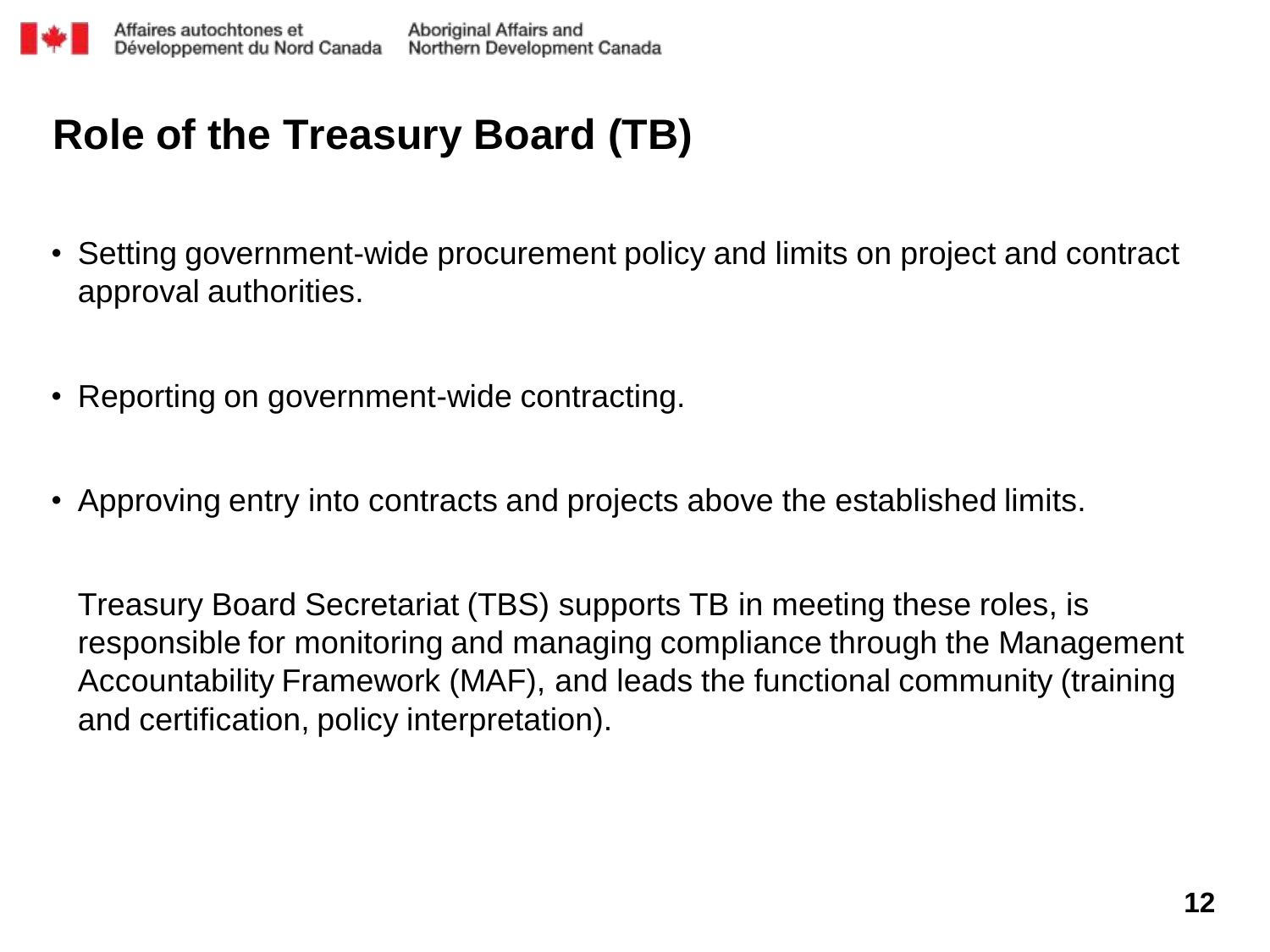# Role of the Treasury Board (TB)

- Setting government-wide procurement policy and limits on project and contract approval authorities.
- Reporting on government-wide contracting.
- Approving entry into contracts and projects above the established limits.

Treasury Board Secretariat (TBS) supports TB in meeting these roles, is responsible for monitoring and managing compliance through the Management Accountability Framework (MAF), and leads the functional community (training and certification, policy interpretation).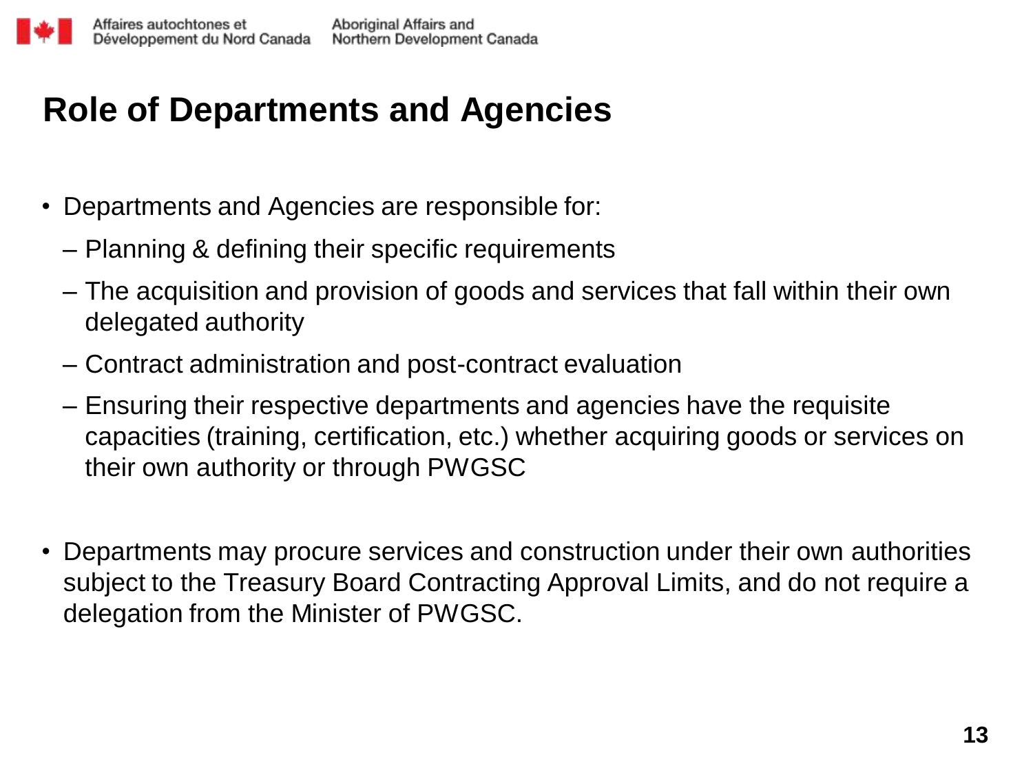# Role of Departments and Agencies

- Departments and Agencies are responsible for:
  - Planning & defining their specific requirements
  - The acquisition and provision of goods and services that fall within their own delegated authority
  - Contract administration and post-contract evaluation
  - Ensuring their respective departments and agencies have the requisite capacities (training, certification, etc.) whether acquiring goods or services on their own authority or through PWGSC

- Departments may procure services and construction under their own authorities subject to the Treasury Board Contracting Approval Limits, and do not require a delegation from the Minister of PWGSC.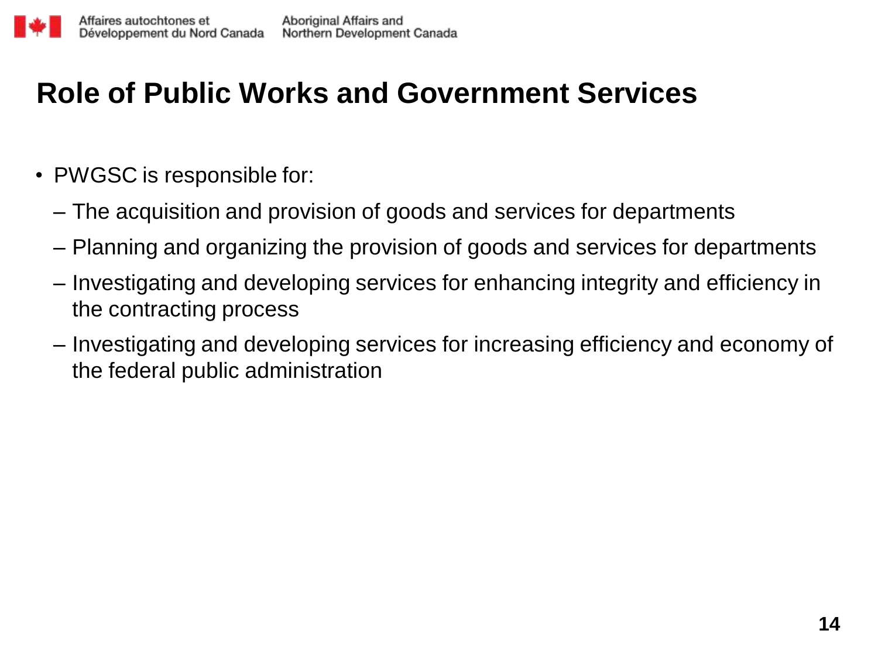# Role of Public Works and Government Services

- PWGSC is responsible for:
  - The acquisition and provision of goods and services for departments
  - Planning and organizing the provision of goods and services for departments
  - Investigating and developing services for enhancing integrity and efficiency in the contracting process
  - Investigating and developing services for increasing efficiency and economy of the federal public administration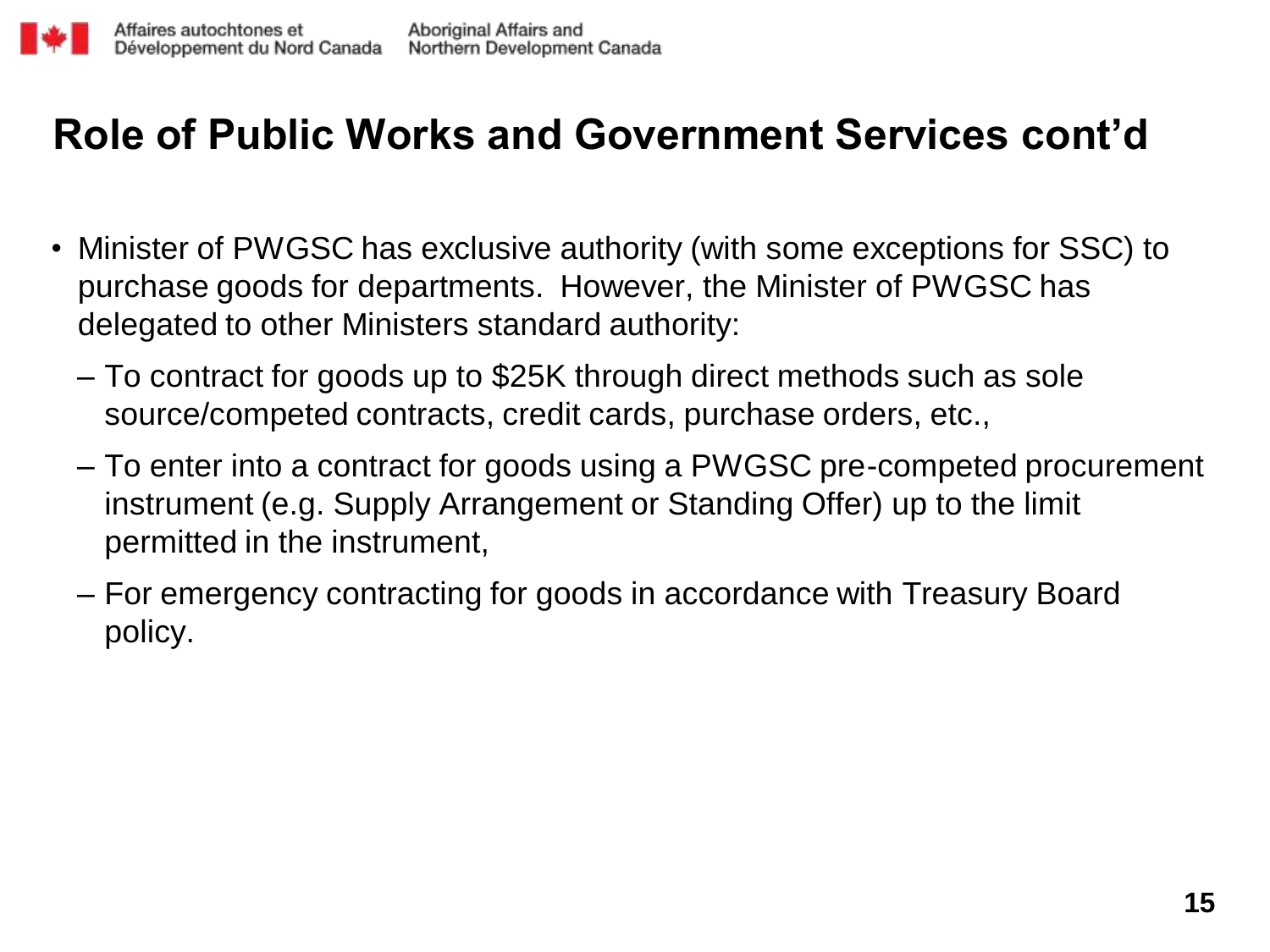# Role of Public Works and Government Services cont'd

- Minister of PWGSC has exclusive authority (with some exceptions for SSC) to purchase goods for departments. However, the Minister of PWGSC has delegated to other Ministers standard authority:
  - To contract for goods up to $25K through direct methods such as sole source/competed contracts, credit cards, purchase orders, etc.,
  - To enter into a contract for goods using a PWGSC pre-competed procurement instrument (e.g. Supply Arrangement or Standing Offer) up to the limit permitted in the instrument,
  - For emergency contracting for goods in accordance with Treasury Board policy.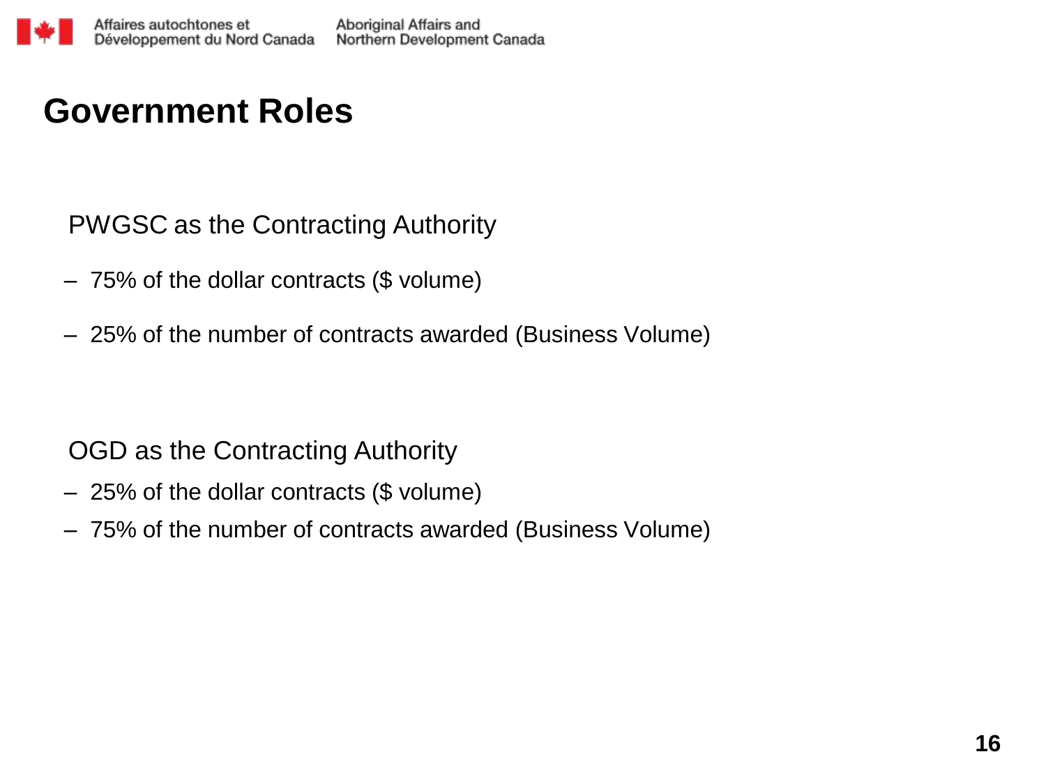# Government Roles

PWGSC as the Contracting Authority

- 75% of the dollar contracts ($ volume)
- 25% of the number of contracts awarded (Business Volume)

OGD as the Contracting Authority

- 25% of the dollar contracts ($ volume)
- 75% of the number of contracts awarded (Business Volume)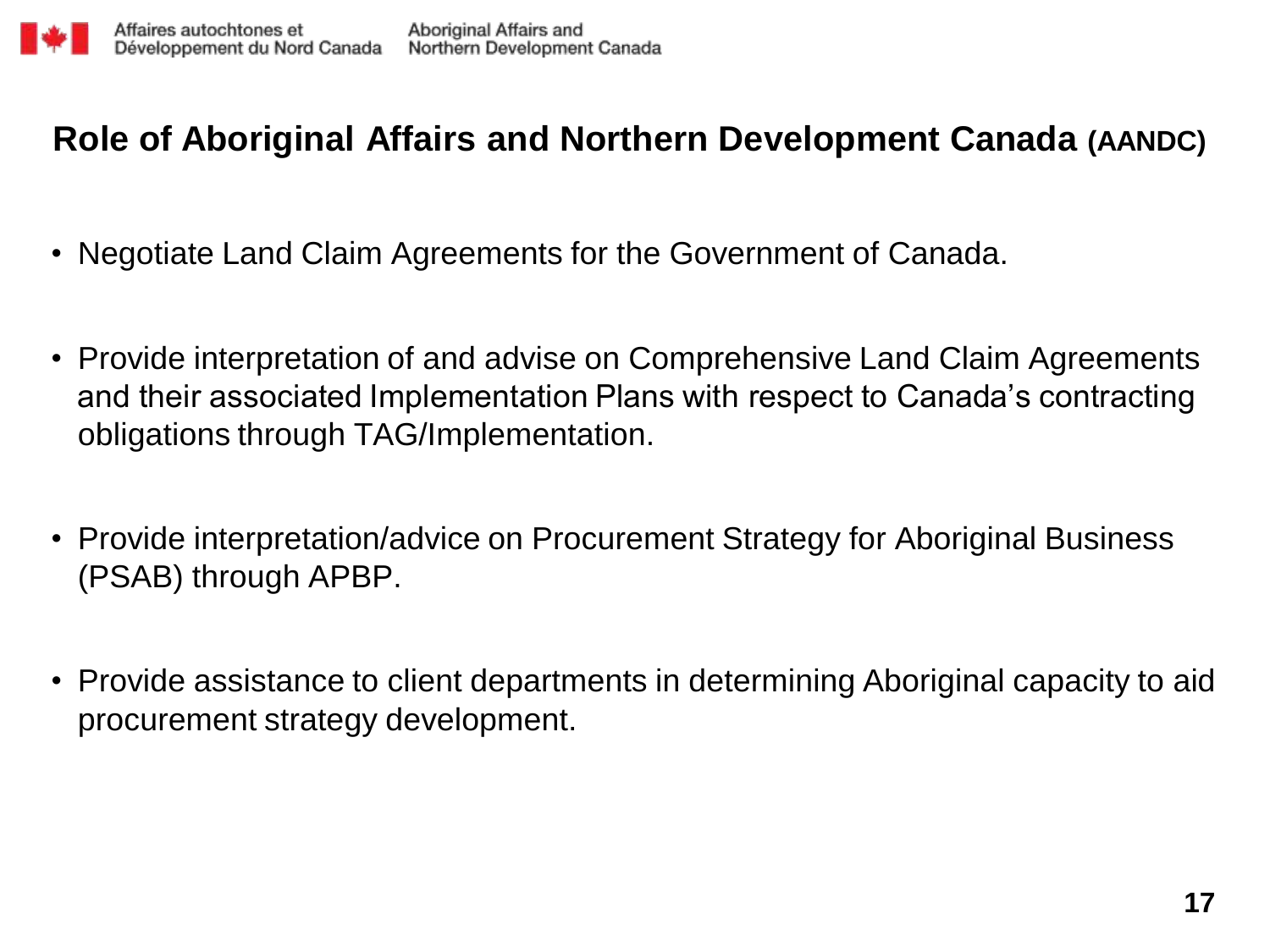## Role of Aboriginal Affairs and Northern Development Canada (AANDC)

- Negotiate Land Claim Agreements for the Government of Canada.
- Provide interpretation of and advise on Comprehensive Land Claim Agreements and their associated Implementation Plans with respect to Canada's contracting obligations through TAG/Implementation.
- Provide interpretation/advice on Procurement Strategy for Aboriginal Business (PSAB) through APBP.
- Provide assistance to client departments in determining Aboriginal capacity to aid procurement strategy development.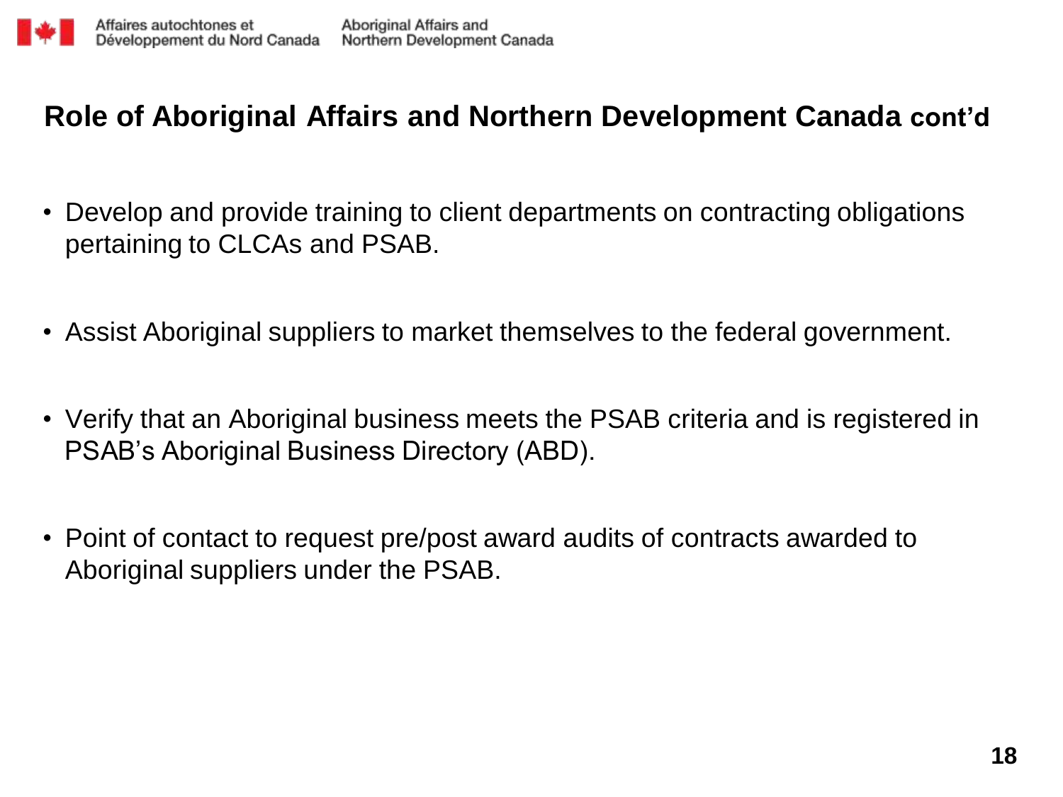## Role of Aboriginal Affairs and Northern Development Canada cont'd

- Develop and provide training to client departments on contracting obligations pertaining to CLCAs and PSAB.
- Assist Aboriginal suppliers to market themselves to the federal government.
- Verify that an Aboriginal business meets the PSAB criteria and is registered in PSAB's Aboriginal Business Directory (ABD).
- Point of contact to request pre/post award audits of contracts awarded to Aboriginal suppliers under the PSAB.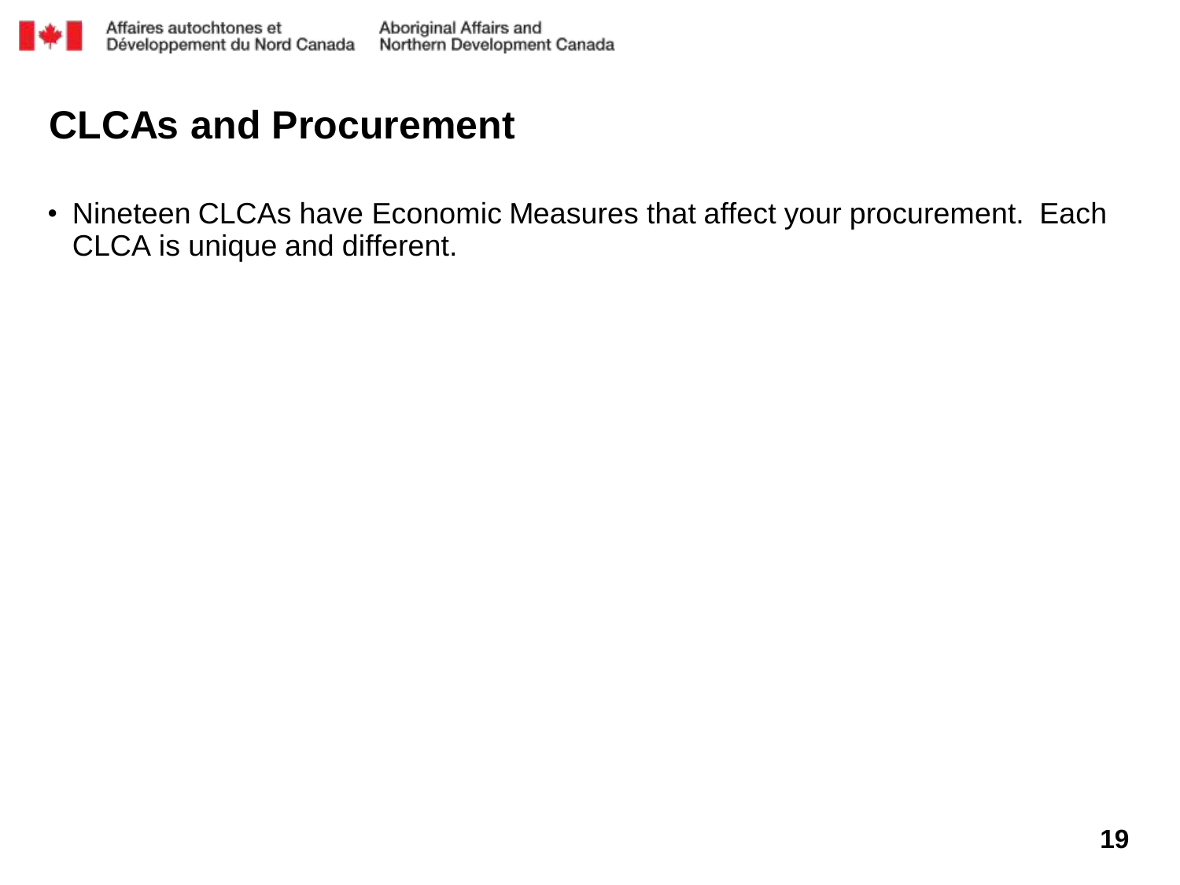# CLCAs and Procurement

- Nineteen CLCAs have Economic Measures that affect your procurement. Each CLCA is unique and different.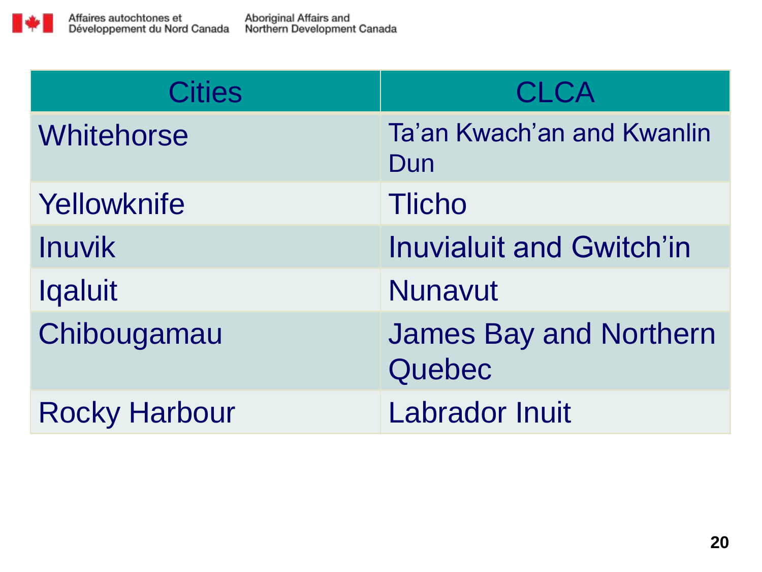| Cities | CLCA |
| --- | --- |
| Whitehorse | Ta’an Kwach’an and Kwanlin Dun |
| Yellowknife | Tlicho |
| Inuvik | Inuvialuit and Gwitch’in |
| Iqaluit | Nunavut |
| Chibougamau | James Bay and Northern Quebec |
| Rocky Harbour | Labrador Inuit |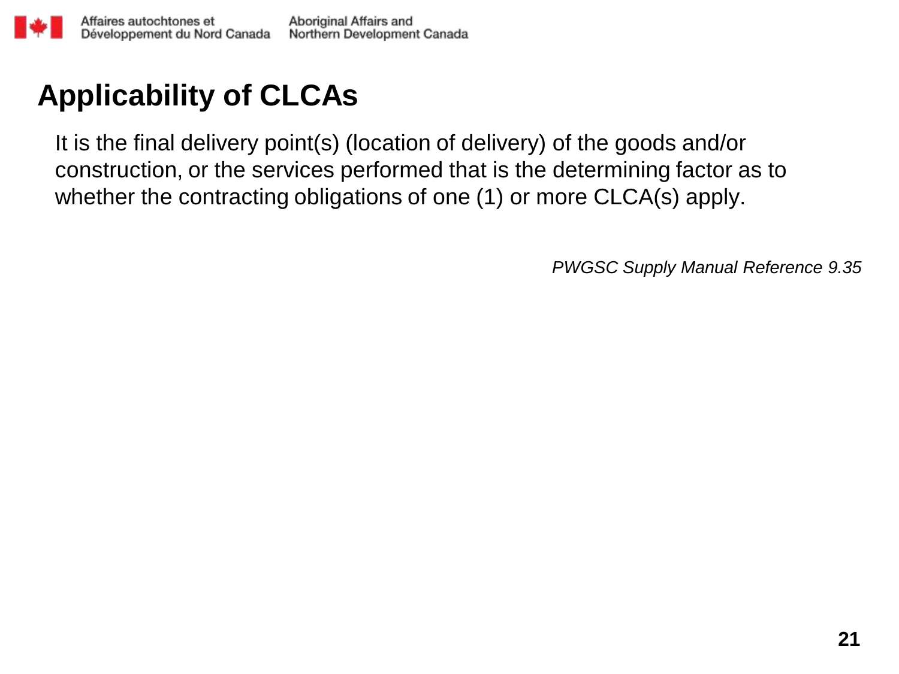# Applicability of CLCAs

It is the final delivery point(s) (location of delivery) of the goods and/or construction, or the services performed that is the determining factor as to whether the contracting obligations of one (1) or more CLCA(s) apply.

*PWGSC Supply Manual Reference 9.35*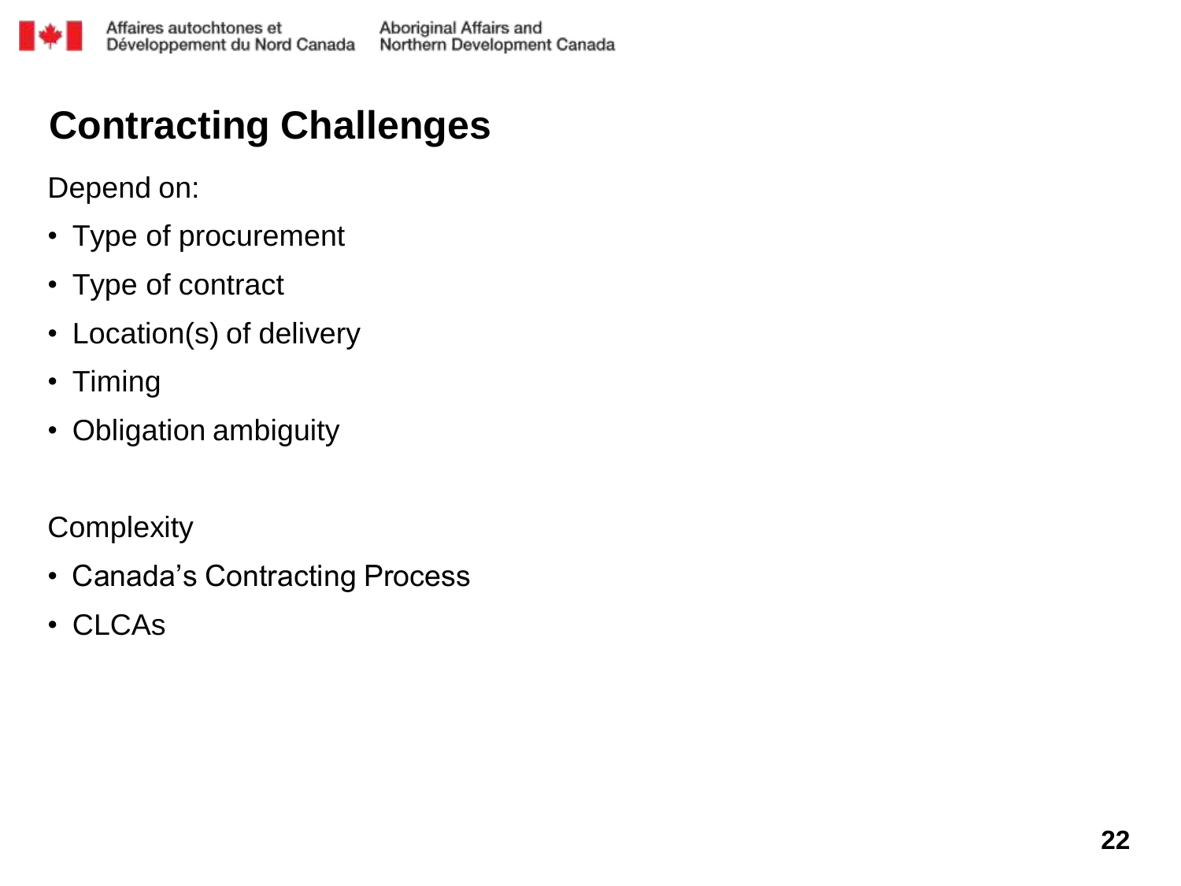# Contracting Challenges

Depend on:

- Type of procurement
- Type of contract
- Location(s) of delivery
- Timing
- Obligation ambiguity

Complexity

- Canada's Contracting Process
- CLCAs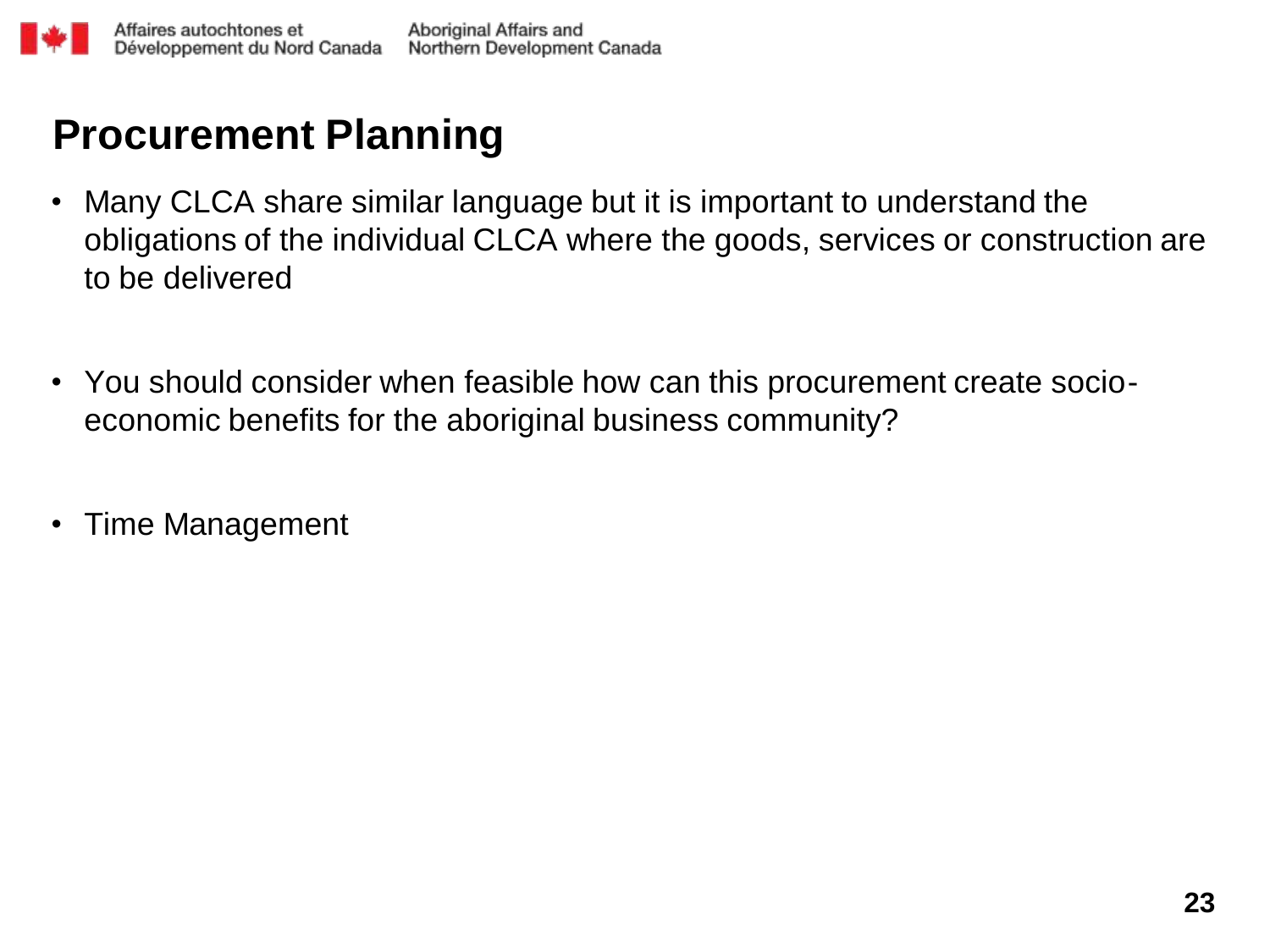# Procurement Planning

- Many CLCA share similar language but it is important to understand the obligations of the individual CLCA where the goods, services or construction are to be delivered

- You should consider when feasible how can this procurement create socio-economic benefits for the aboriginal business community?

- Time Management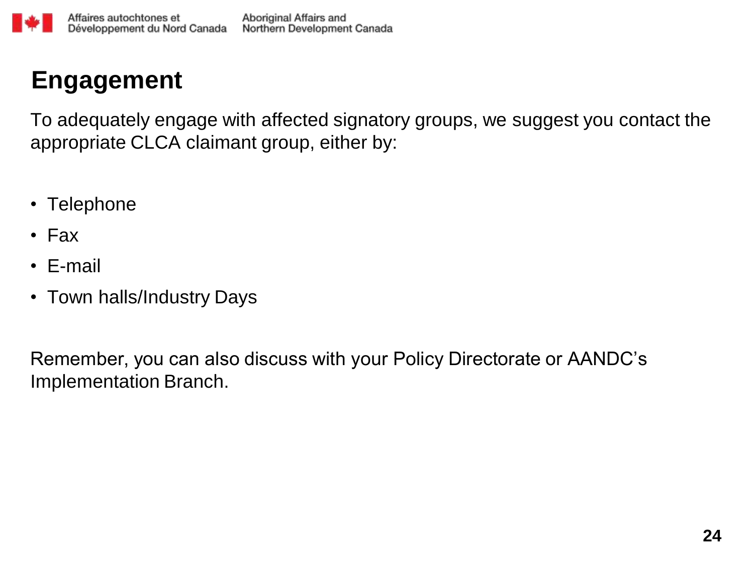# Engagement

To adequately engage with affected signatory groups, we suggest you contact the appropriate CLCA claimant group, either by:

- Telephone
- Fax
- E-mail
- Town halls/Industry Days

Remember, you can also discuss with your Policy Directorate or AANDC's Implementation Branch.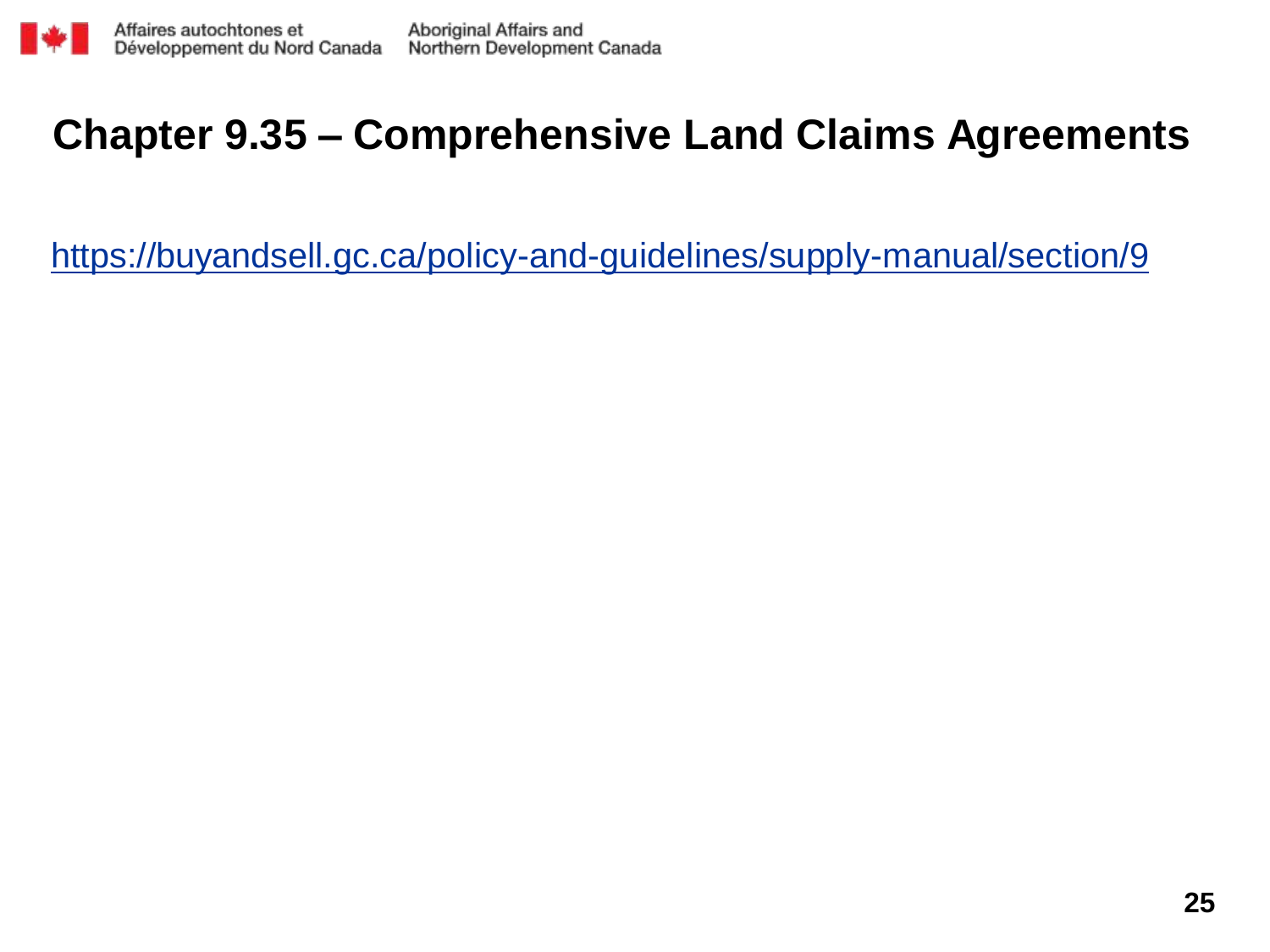# Chapter 9.35 – Comprehensive Land Claims Agreements

[https://buyandsell.gc.ca/policy-and-guidelines/supply-manual/section/9](https://buyandsell.gc.ca/policy-and-guidelines/supply-manual/section/9)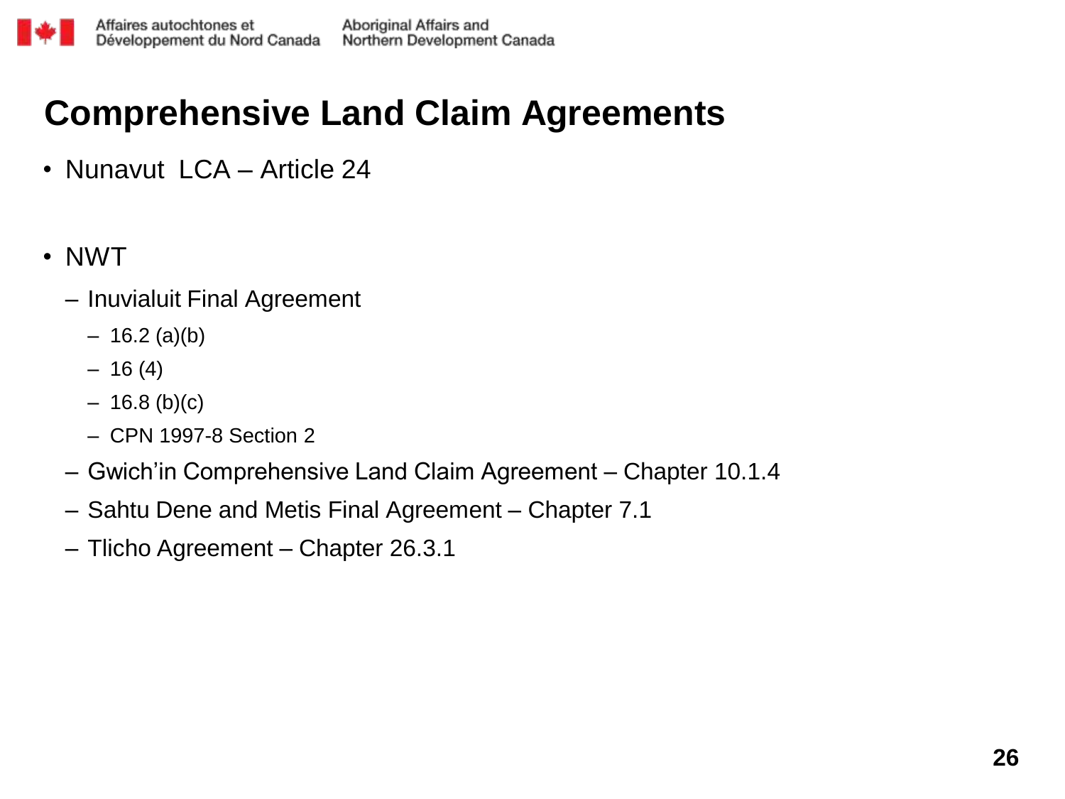# Comprehensive Land Claim Agreements

- Nunavut LCA – Article 24
- NWT
  - Inuvialuit Final Agreement
    - 16.2 (a)(b)
    - 16 (4)
    - 16.8 (b)(c)
    - CPN 1997-8 Section 2
  - Gwich'in Comprehensive Land Claim Agreement – Chapter 10.1.4
  - Sahtu Dene and Metis Final Agreement – Chapter 7.1
  - Tlicho Agreement – Chapter 26.3.1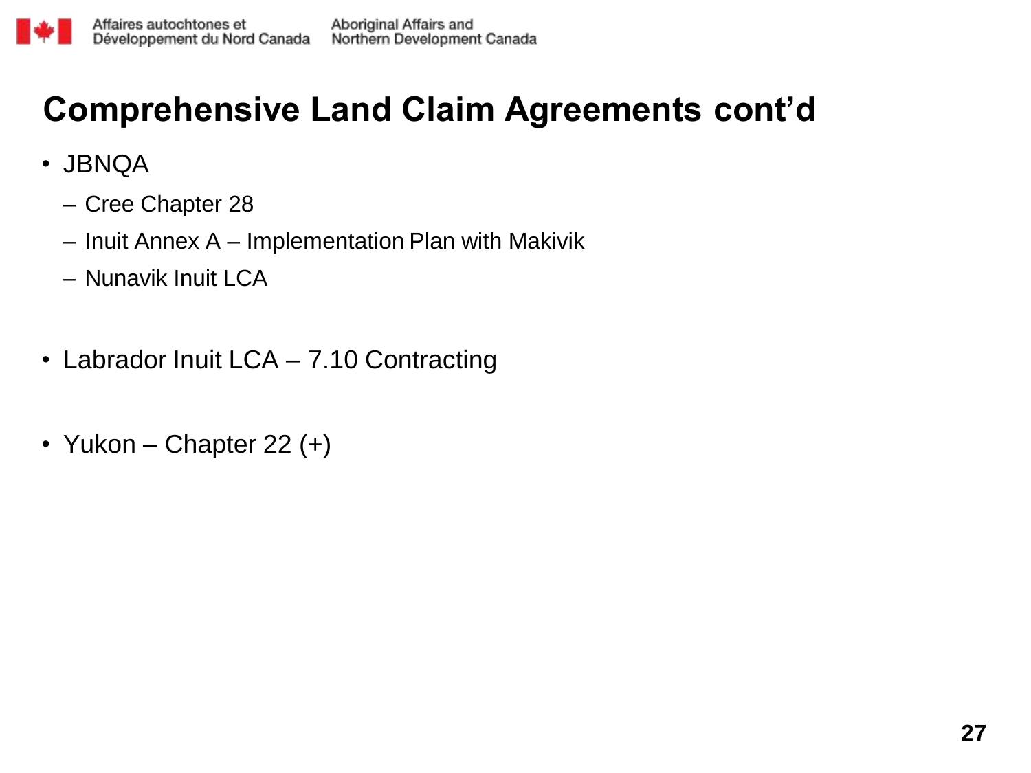# Comprehensive Land Claim Agreements cont'd

- JBNQA
  - Cree Chapter 28
  - Inuit Annex A – Implementation Plan with Makivik
  - Nunavik Inuit LCA
- Labrador Inuit LCA – 7.10 Contracting
- Yukon – Chapter 22 (+)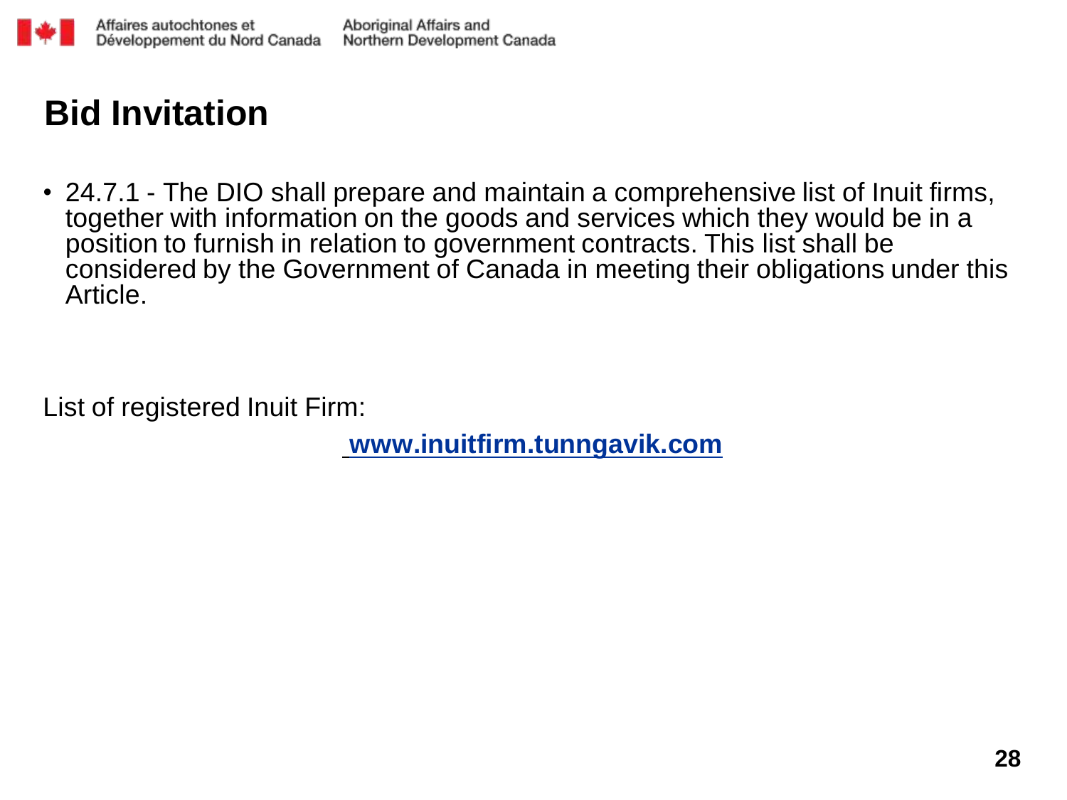# Bid Invitation

- 24.7.1 - The DIO shall prepare and maintain a comprehensive list of Inuit firms, together with information on the goods and services which they would be in a position to furnish in relation to government contracts. This list shall be considered by the Government of Canada in meeting their obligations under this Article.

List of registered Inuit Firm:

**www.inuitfirm.tunngavik.com**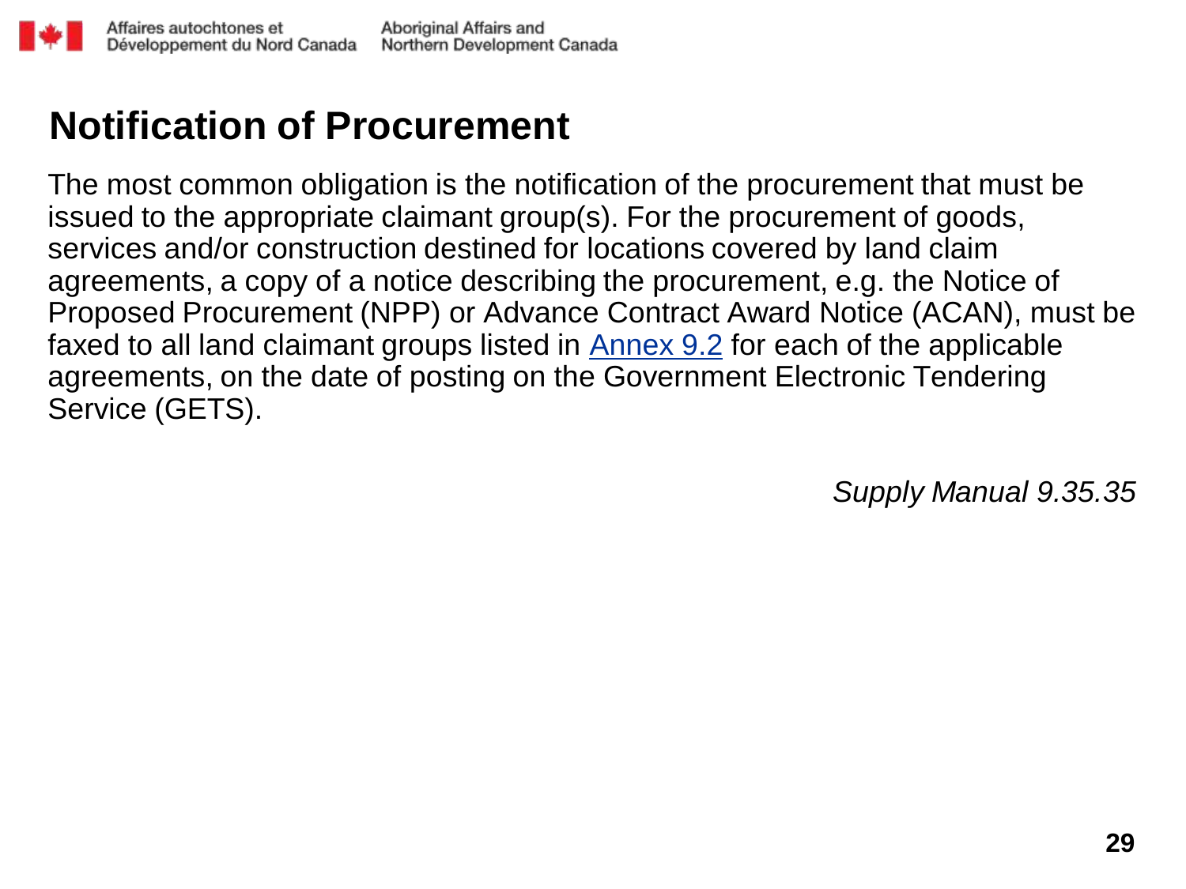# Notification of Procurement

The most common obligation is the notification of the procurement that must be issued to the appropriate claimant group(s). For the procurement of goods, services and/or construction destined for locations covered by land claim agreements, a copy of a notice describing the procurement, e.g. the Notice of Proposed Procurement (NPP) or Advance Contract Award Notice (ACAN), must be faxed to all land claimant groups listed in Annex 9.2 for each of the applicable agreements, on the date of posting on the Government Electronic Tendering Service (GETS).

*Supply Manual 9.35.35*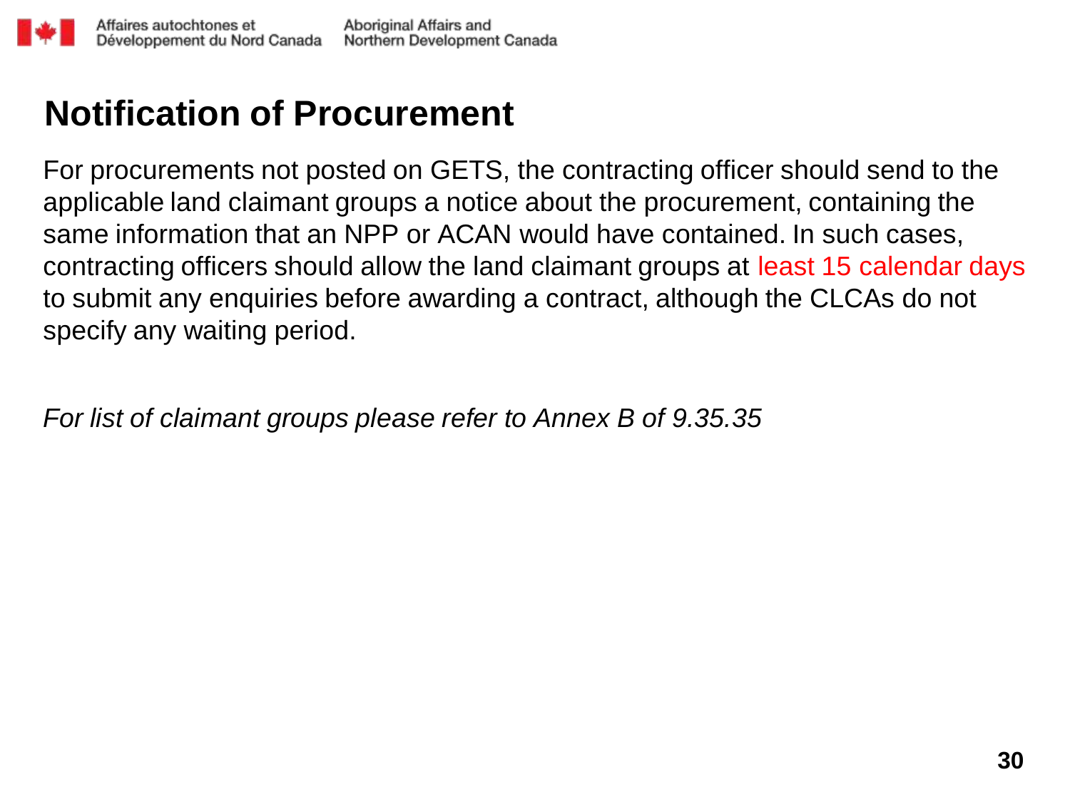# Notification of Procurement

For procurements not posted on GETS, the contracting officer should send to the applicable land claimant groups a notice about the procurement, containing the same information that an NPP or ACAN would have contained. In such cases, contracting officers should allow the land claimant groups at least 15 calendar days to submit any enquiries before awarding a contract, although the CLCAs do not specify any waiting period.

*For list of claimant groups please refer to Annex B of 9.35.35*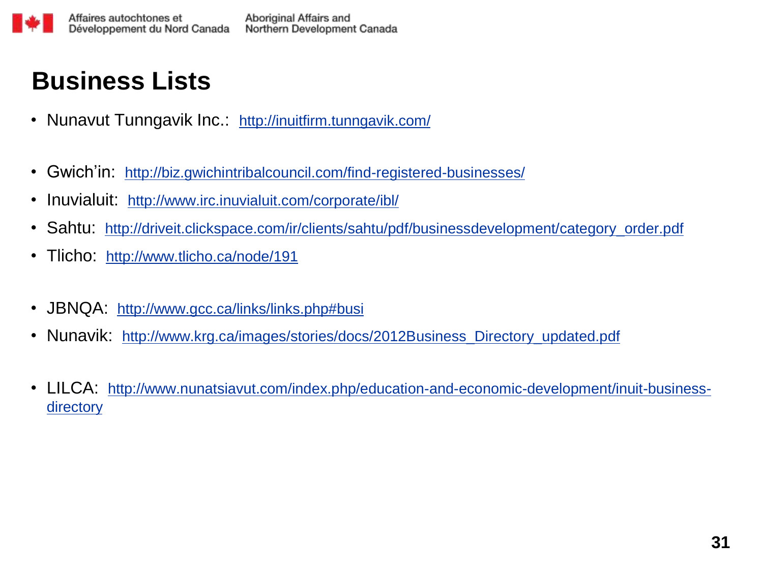# Business Lists

- Nunavut Tunngavik Inc.: http://inuitfirm.tunngavik.com/

- Gwich'in: http://biz.gwichintribalcouncil.com/find-registered-businesses/
- Inuvialuit: http://www.irc.inuvialuit.com/corporate/ibl/
- Sahtu: http://driveit.clickspace.com/ir/clients/sahtu/pdf/businessdevelopment/category_order.pdf
- Tlicho: http://www.tlicho.ca/node/191

- JBNQA: http://www.gcc.ca/links/links.php#busi
- Nunavik: http://www.krg.ca/images/stories/docs/2012Business_Directory_updated.pdf

- LILCA: http://www.nunatsiavut.com/index.php/education-and-economic-development/inuit-business-directory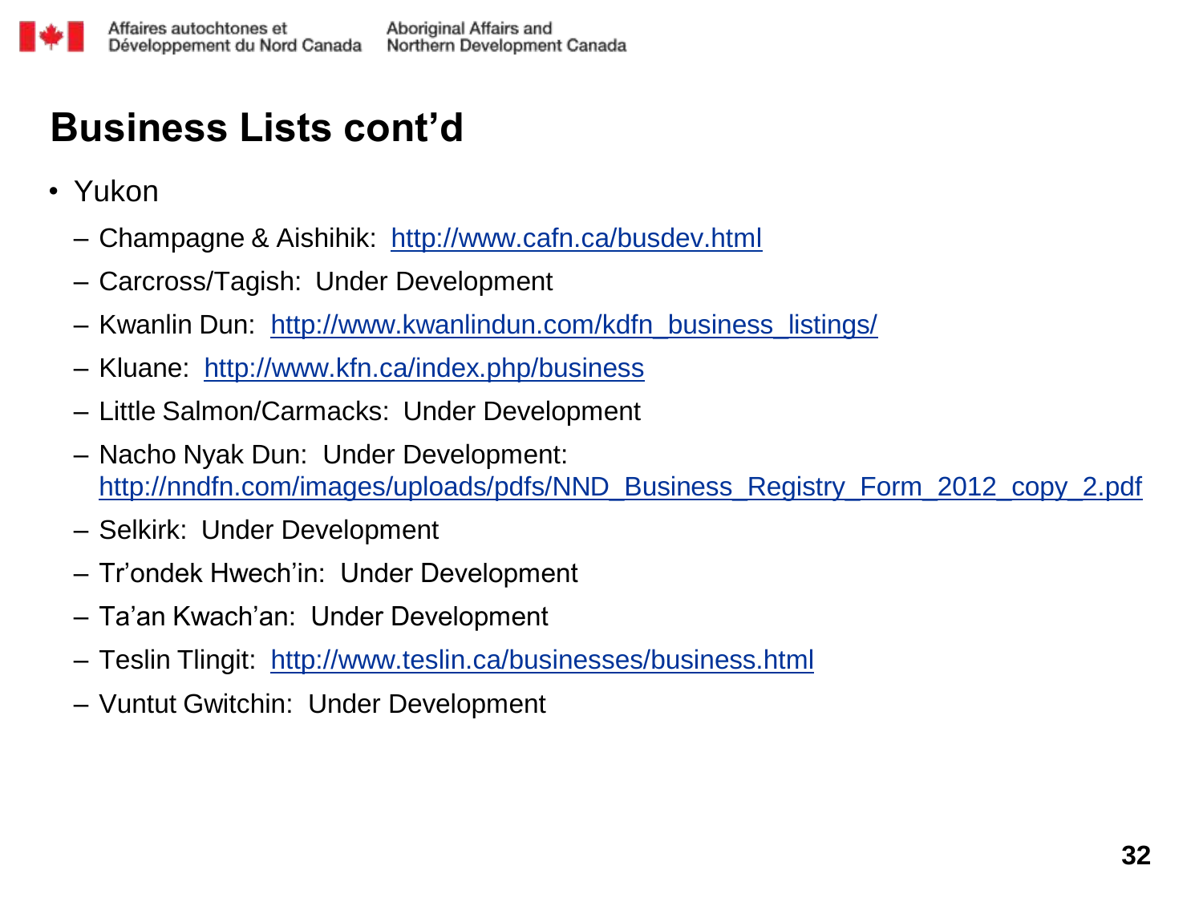# Business Lists cont'd

- Yukon
  - Champagne & Aishihik: http://www.cafn.ca/busdev.html
  - Carcross/Tagish: Under Development
  - Kwanlin Dun: http://www.kwanlindun.com/kdfn_business_listings/
  - Kluane: http://www.kfn.ca/index.php/business
  - Little Salmon/Carmacks: Under Development
  - Nacho Nyak Dun: Under Development: http://nndfn.com/images/uploads/pdfs/NND_Business_Registry_Form_2012_copy_2.pdf
  - Selkirk: Under Development
  - Tr'ondek Hwech'in: Under Development
  - Ta'an Kwach'an: Under Development
  - Teslin Tlingit: http://www.teslin.ca/businesses/business.html
  - Vuntut Gwitchin: Under Development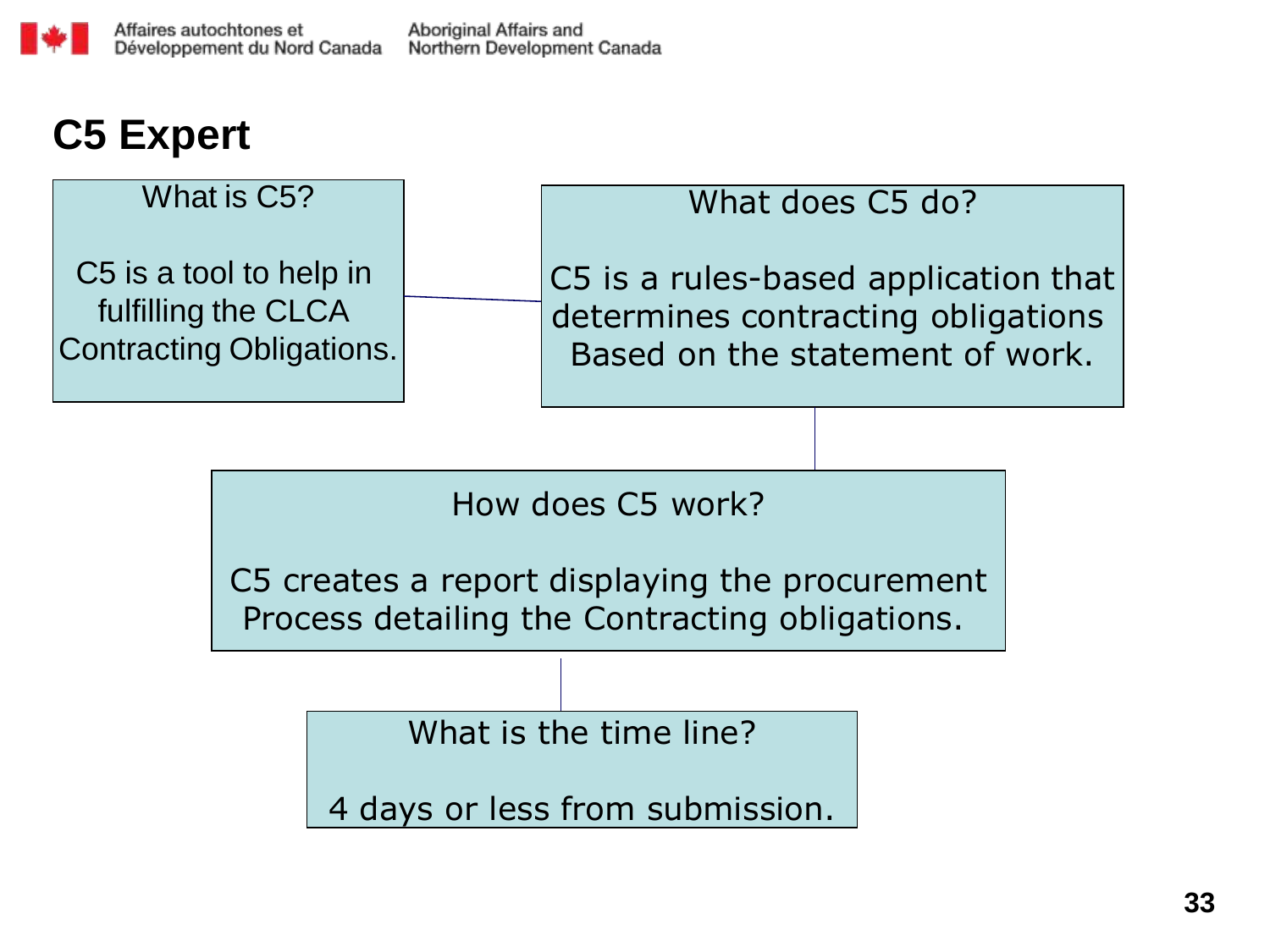# C5 Expert

**What is C5?**

C5 is a tool to help in fulfilling the CLCA Contracting Obligations.

**What does C5 do?**

C5 is a rules-based application that determines contracting obligations Based on the statement of work.

**How does C5 work?**

C5 creates a report displaying the procurement Process detailing the Contracting obligations.

**What is the time line?**

4 days or less from submission.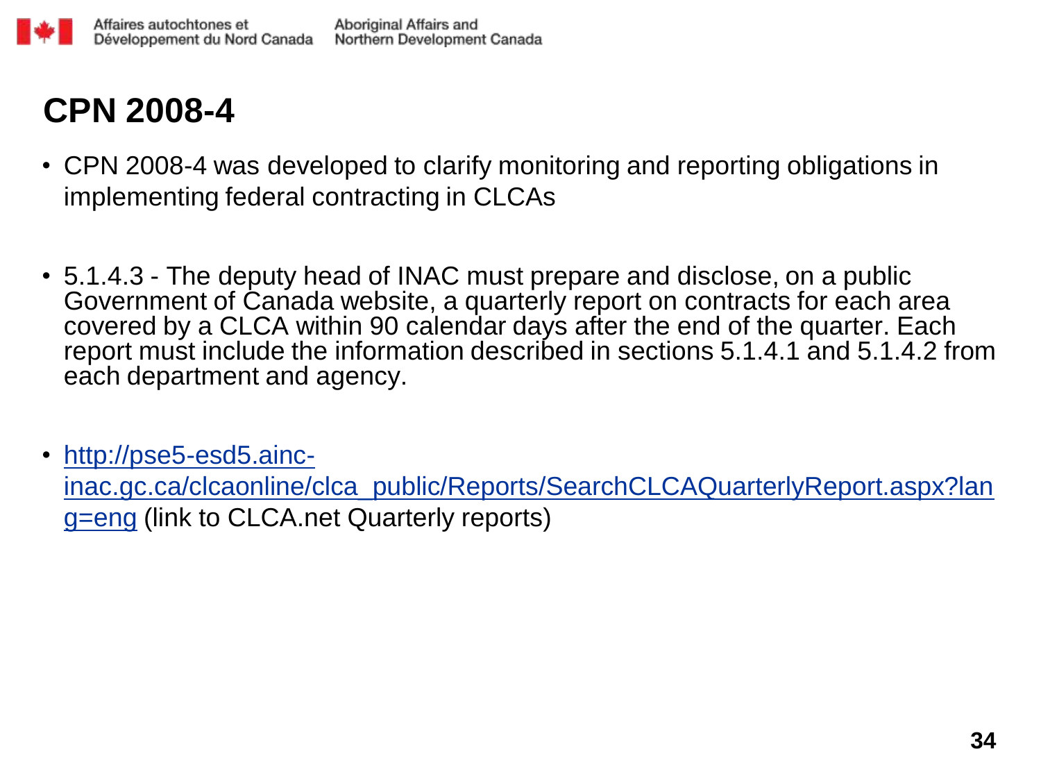# CPN 2008-4

- CPN 2008-4 was developed to clarify monitoring and reporting obligations in implementing federal contracting in CLCAs

- 5.1.4.3 - The deputy head of INAC must prepare and disclose, on a public Government of Canada website, a quarterly report on contracts for each area covered by a CLCA within 90 calendar days after the end of the quarter. Each report must include the information described in sections 5.1.4.1 and 5.1.4.2 from each department and agency.

- [http://pse5-esd5.ainc-inac.gc.ca/clcaonline/clca_public/Reports/SearchCLCAQuarterlyReport.aspx?lang=eng](http://pse5-esd5.ainc-inac.gc.ca/clcaonline/clca_public/Reports/SearchCLCAQuarterlyReport.aspx?lang=eng) (link to CLCA.net Quarterly reports)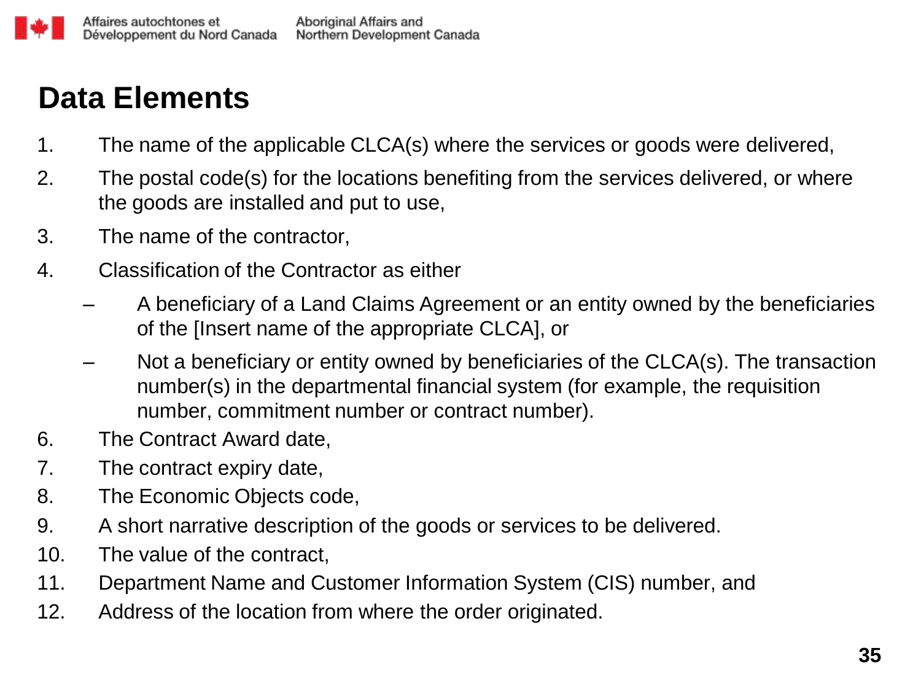# Data Elements

1. The name of the applicable CLCA(s) where the services or goods were delivered,
2. The postal code(s) for the locations benefiting from the services delivered, or where the goods are installed and put to use,
3. The name of the contractor,
4. Classification of the Contractor as either
   - A beneficiary of a Land Claims Agreement or an entity owned by the beneficiaries of the [Insert name of the appropriate CLCA], or
   - Not a beneficiary or entity owned by beneficiaries of the CLCA(s). The transaction number(s) in the departmental financial system (for example, the requisition number, commitment number or contract number).
6. The Contract Award date,
7. The contract expiry date,
8. The Economic Objects code,
9. A short narrative description of the goods or services to be delivered.
10. The value of the contract,
11. Department Name and Customer Information System (CIS) number, and
12. Address of the location from where the order originated.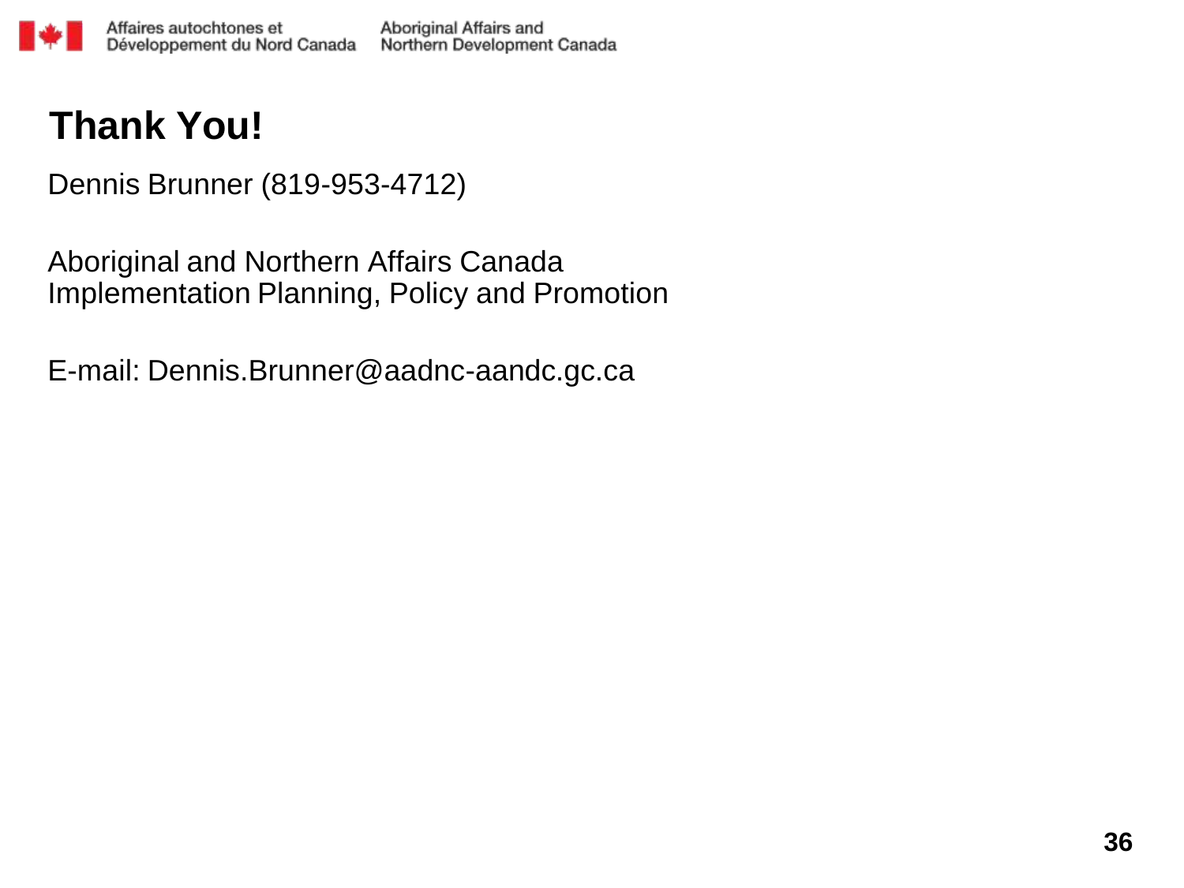# Thank You!

Dennis Brunner (819-953-4712)

Aboriginal and Northern Affairs Canada
Implementation Planning, Policy and Promotion

E-mail: Dennis.Brunner@aadnc-aandc.gc.ca